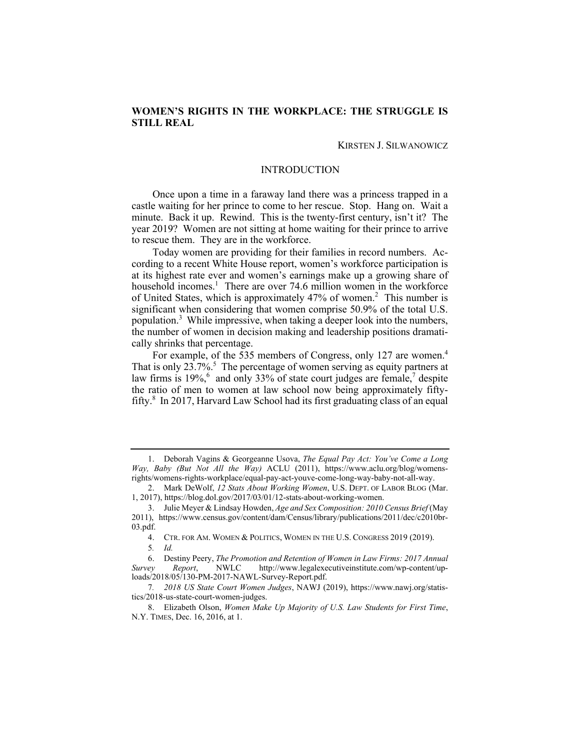# WOMEN'S RIGHTS IN THE WORKPLACE: THE STRUGGLE IS STILL REAL

KIRSTEN J. SILWANOWICZ

## INTRODUCTION

Once upon a time in a faraway land there was a princess trapped in a castle waiting for her prince to come to her rescue. Stop. Hang on. Wait a minute. Back it up. Rewind. This is the twenty-first century, isn't it? The year 2019? Women are not sitting at home waiting for their prince to arrive to rescue them. They are in the workforce.

Today women are providing for their families in record numbers. According to a recent White House report, women's workforce participation is at its highest rate ever and women's earnings make up a growing share of household incomes.[1] There are over 74.6 million women in the workforce of United States, which is approximately 47% of women.[2] This number is significant when considering that women comprise 50.9% of the total U.S. population.[3] While impressive, when taking a deeper look into the numbers, the number of women in decision making and leadership positions dramatically shrinks that percentage.

For example, of the 535 members of Congress, only 127 are women.[4] That is only 23.7%.[5] The percentage of women serving as equity partners at law firms is 19%,[6] and only 33% of state court judges are female,[7] despite the ratio of men to women at law school now being approximately fifty-fifty.[8] In 2017, Harvard Law School had its first graduating class of an equal

---

1. Deborah Vagins & Georgeanne Usova, *The Equal Pay Act: You've Come a Long Way, Baby (But Not All the Way)* ACLU (2011), https://www.aclu.org/blog/womens-rights/womens-rights-workplace/equal-pay-act-youve-come-long-way-baby-not-all-way.

2. Mark DeWolf, *12 Stats About Working Women*, U.S. DEPT. OF LABOR BLOG (Mar. 1, 2017), https://blog.dol.gov/2017/03/01/12-stats-about-working-women.

3. Julie Meyer & Lindsay Howden, *Age and Sex Composition: 2010 Census Brief* (May 2011), https://www.census.gov/content/dam/Census/library/publications/2011/dec/c2010br-03.pdf.

4. CTR. FOR AM. WOMEN & POLITICS, WOMEN IN THE U.S. CONGRESS 2019 (2019).

5. *Id.*

6. Destiny Peery, *The Promotion and Retention of Women in Law Firms: 2017 Annual Survey Report*, NWLC http://www.legalexecutiveinstitute.com/wp-content/uploads/2018/05/130-PM-2017-NAWL-Survey-Report.pdf.

7. *2018 US State Court Women Judges*, NAWJ (2019), https://www.nawj.org/statistics/2018-us-state-court-women-judges.

8. Elizabeth Olson, *Women Make Up Majority of U.S. Law Students for First Time*, N.Y. TIMES, Dec. 16, 2016, at 1.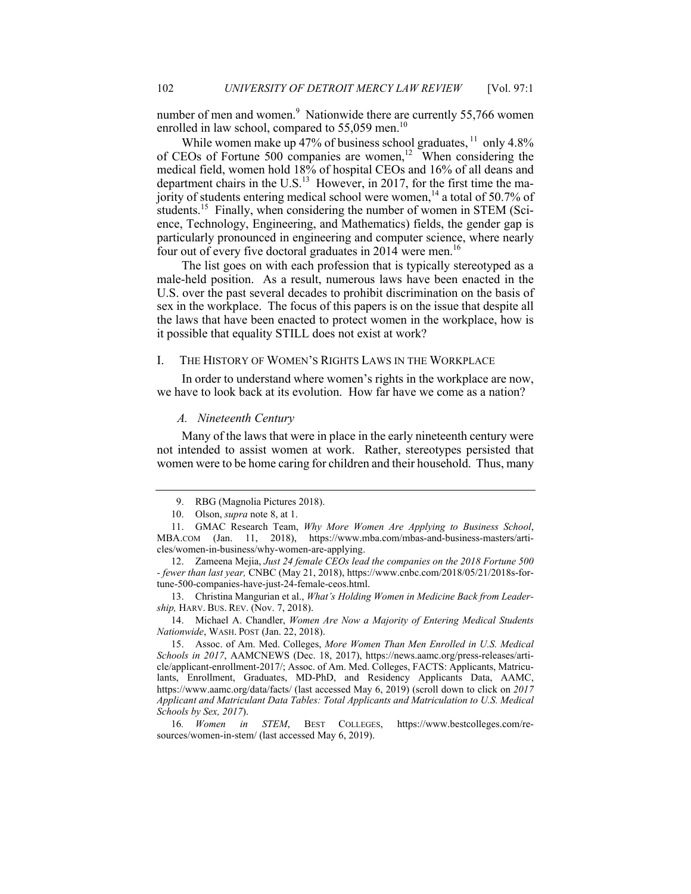number of men and women.[9] Nationwide there are currently 55,766 women enrolled in law school, compared to 55,059 men.[10]

While women make up 47% of business school graduates,[11] only 4.8% of CEOs of Fortune 500 companies are women,[12] When considering the medical field, women hold 18% of hospital CEOs and 16% of all deans and department chairs in the U.S.[13] However, in 2017, for the first time the majority of students entering medical school were women,[14] a total of 50.7% of students.[15] Finally, when considering the number of women in STEM (Science, Technology, Engineering, and Mathematics) fields, the gender gap is particularly pronounced in engineering and computer science, where nearly four out of every five doctoral graduates in 2014 were men.[16]

The list goes on with each profession that is typically stereotyped as a male-held position. As a result, numerous laws have been enacted in the U.S. over the past several decades to prohibit discrimination on the basis of sex in the workplace. The focus of this papers is on the issue that despite all the laws that have been enacted to protect women in the workplace, how is it possible that equality STILL does not exist at work?

## I. THE HISTORY OF WOMEN'S RIGHTS LAWS IN THE WORKPLACE

In order to understand where women's rights in the workplace are now, we have to look back at its evolution. How far have we come as a nation?

### *A. Nineteenth Century*

Many of the laws that were in place in the early nineteenth century were not intended to assist women at work. Rather, stereotypes persisted that women were to be home caring for children and their household. Thus, many

---

9. RBG (Magnolia Pictures 2018).

10. Olson, *supra* note 8, at 1.

11. GMAC Research Team, *Why More Women Are Applying to Business School*, MBA.COM (Jan. 11, 2018), https://www.mba.com/mbas-and-business-masters/articles/women-in-business/why-women-are-applying.

12. Zameena Mejia, *Just 24 female CEOs lead the companies on the 2018 Fortune 500 - fewer than last year,* CNBC (May 21, 2018), https://www.cnbc.com/2018/05/21/2018s-fortune-500-companies-have-just-24-female-ceos.html.

13. Christina Mangurian et al., *What's Holding Women in Medicine Back from Leadership,* HARV. BUS. REV. (Nov. 7, 2018).

14. Michael A. Chandler, *Women Are Now a Majority of Entering Medical Students Nationwide*, WASH. POST (Jan. 22, 2018).

15. Assoc. of Am. Med. Colleges, *More Women Than Men Enrolled in U.S. Medical Schools in 2017*, AAMCNEWS (Dec. 18, 2017), https://news.aamc.org/press-releases/article/applicant-enrollment-2017/; Assoc. of Am. Med. Colleges, FACTS: Applicants, Matriculants, Enrollment, Graduates, MD-PhD, and Residency Applicants Data, AAMC, https://www.aamc.org/data/facts/ (last accessed May 6, 2019) (scroll down to click on *2017 Applicant and Matriculant Data Tables: Total Applicants and Matriculation to U.S. Medical Schools by Sex, 2017*).

16. *Women in STEM*, BEST COLLEGES, https://www.bestcolleges.com/resources/women-in-stem/ (last accessed May 6, 2019).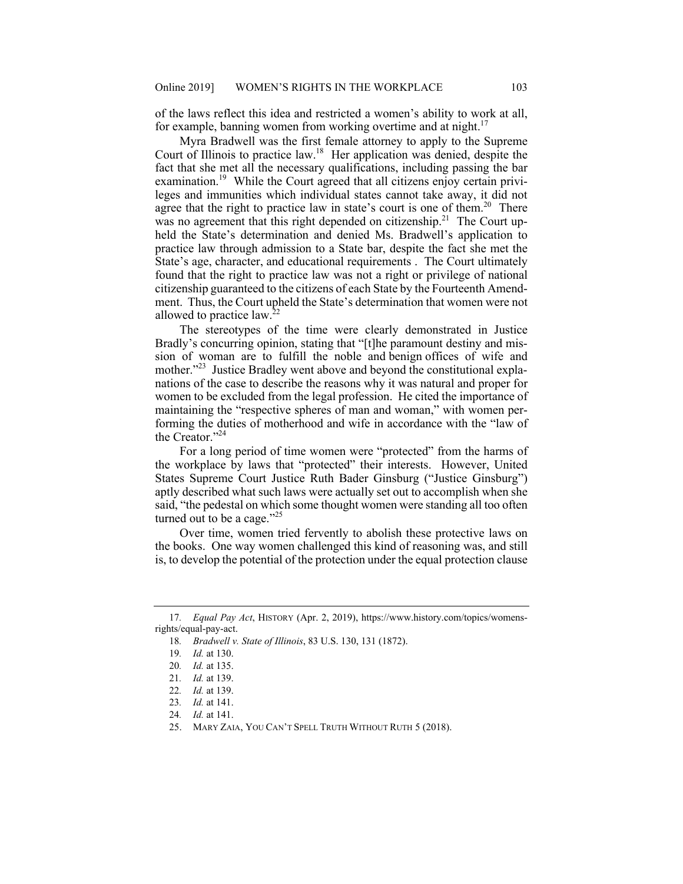of the laws reflect this idea and restricted a women's ability to work at all, for example, banning women from working overtime and at night.[17]

Myra Bradwell was the first female attorney to apply to the Supreme Court of Illinois to practice law.[18] Her application was denied, despite the fact that she met all the necessary qualifications, including passing the bar examination.[19] While the Court agreed that all citizens enjoy certain privileges and immunities which individual states cannot take away, it did not agree that the right to practice law in state's court is one of them.[20] There was no agreement that this right depended on citizenship.[21] The Court upheld the State's determination and denied Ms. Bradwell's application to practice law through admission to a State bar, despite the fact she met the State's age, character, and educational requirements . The Court ultimately found that the right to practice law was not a right or privilege of national citizenship guaranteed to the citizens of each State by the Fourteenth Amendment. Thus, the Court upheld the State's determination that women were not allowed to practice law.[22]

The stereotypes of the time were clearly demonstrated in Justice Bradly's concurring opinion, stating that "[t]he paramount destiny and mission of woman are to fulfill the noble and benign offices of wife and mother."[23] Justice Bradley went above and beyond the constitutional explanations of the case to describe the reasons why it was natural and proper for women to be excluded from the legal profession. He cited the importance of maintaining the "respective spheres of man and woman," with women performing the duties of motherhood and wife in accordance with the "law of the Creator."[24]

For a long period of time women were "protected" from the harms of the workplace by laws that "protected" their interests. However, United States Supreme Court Justice Ruth Bader Ginsburg ("Justice Ginsburg") aptly described what such laws were actually set out to accomplish when she said, "the pedestal on which some thought women were standing all too often turned out to be a cage."[25]

Over time, women tried fervently to abolish these protective laws on the books. One way women challenged this kind of reasoning was, and still is, to develop the potential of the protection under the equal protection clause

---

17. *Equal Pay Act*, HISTORY (Apr. 2, 2019), https://www.history.com/topics/womens-rights/equal-pay-act.

18. *Bradwell v. State of Illinois*, 83 U.S. 130, 131 (1872).

19. *Id.* at 130.

20. *Id.* at 135.

21. *Id.* at 139.

22. *Id.* at 139.

23. *Id.* at 141.

24. *Id.* at 141.

25. MARY ZAIA, YOU CAN'T SPELL TRUTH WITHOUT RUTH 5 (2018).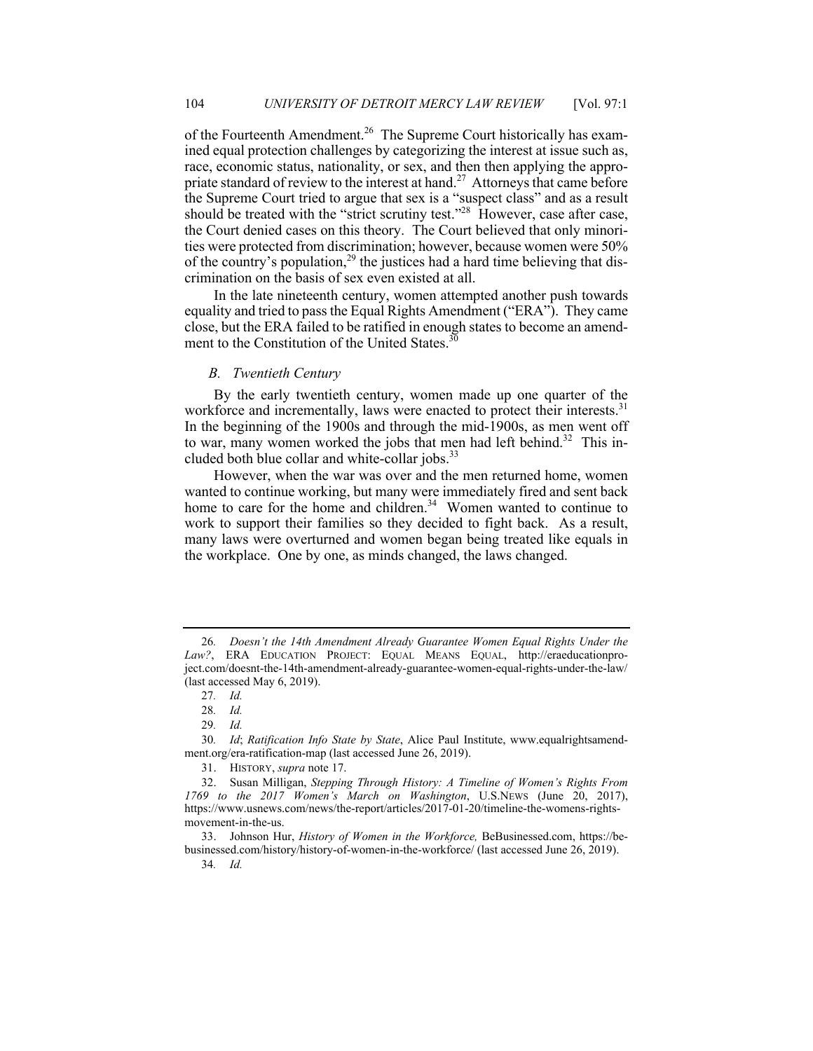of the Fourteenth Amendment.[26] The Supreme Court historically has examined equal protection challenges by categorizing the interest at issue such as, race, economic status, nationality, or sex, and then then applying the appropriate standard of review to the interest at hand.[27] Attorneys that came before the Supreme Court tried to argue that sex is a "suspect class" and as a result should be treated with the "strict scrutiny test."[28] However, case after case, the Court denied cases on this theory. The Court believed that only minorities were protected from discrimination; however, because women were 50% of the country's population,[29] the justices had a hard time believing that discrimination on the basis of sex even existed at all.

In the late nineteenth century, women attempted another push towards equality and tried to pass the Equal Rights Amendment ("ERA"). They came close, but the ERA failed to be ratified in enough states to become an amendment to the Constitution of the United States.[30]

### *B. Twentieth Century*

By the early twentieth century, women made up one quarter of the workforce and incrementally, laws were enacted to protect their interests.[31] In the beginning of the 1900s and through the mid-1900s, as men went off to war, many women worked the jobs that men had left behind.[32] This included both blue collar and white-collar jobs.[33]

However, when the war was over and the men returned home, women wanted to continue working, but many were immediately fired and sent back home to care for the home and children.[34] Women wanted to continue to work to support their families so they decided to fight back. As a result, many laws were overturned and women began being treated like equals in the workplace. One by one, as minds changed, the laws changed.

---

26. *Doesn't the 14th Amendment Already Guarantee Women Equal Rights Under the Law?*, ERA EDUCATION PROJECT: EQUAL MEANS EQUAL, http://eraeducationproject.com/doesnt-the-14th-amendment-already-guarantee-women-equal-rights-under-the-law/ (last accessed May 6, 2019).

27. *Id.*

28. *Id.*

29. *Id.*

30. *Id*; *Ratification Info State by State*, Alice Paul Institute, www.equalrightsamendment.org/era-ratification-map (last accessed June 26, 2019).

31. HISTORY, *supra* note 17.

32. Susan Milligan, *Stepping Through History: A Timeline of Women's Rights From 1769 to the 2017 Women's March on Washington*, U.S.NEWS (June 20, 2017), https://www.usnews.com/news/the-report/articles/2017-01-20/timeline-the-womens-rights-movement-in-the-us.

33. Johnson Hur, *History of Women in the Workforce,* BeBusinessed.com, https://bebusinessed.com/history/history-of-women-in-the-workforce/ (last accessed June 26, 2019).

34. *Id.*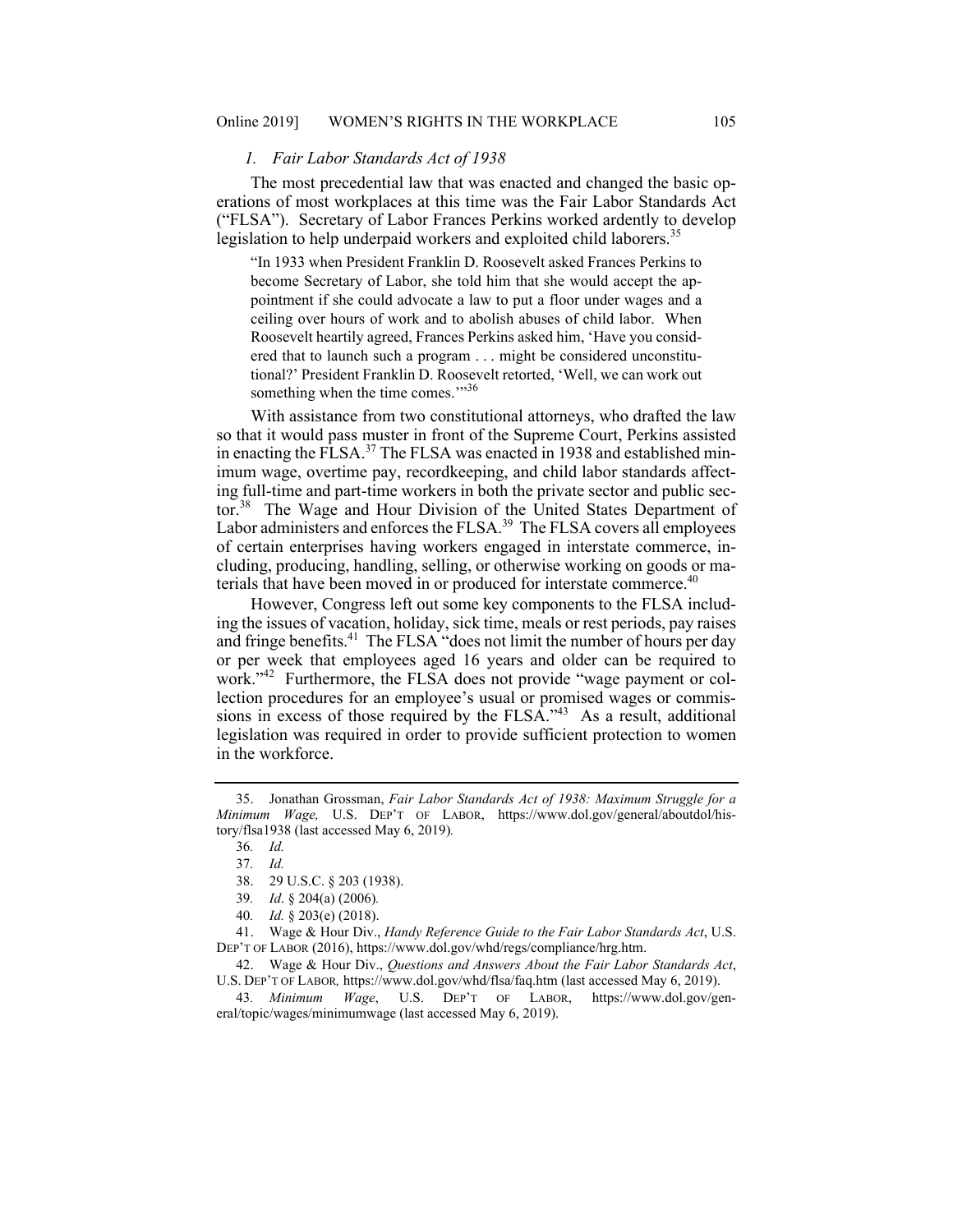### *1. Fair Labor Standards Act of 1938*

The most precedential law that was enacted and changed the basic operations of most workplaces at this time was the Fair Labor Standards Act ("FLSA"). Secretary of Labor Frances Perkins worked ardently to develop legislation to help underpaid workers and exploited child laborers.[35]

> "In 1933 when President Franklin D. Roosevelt asked Frances Perkins to become Secretary of Labor, she told him that she would accept the appointment if she could advocate a law to put a floor under wages and a ceiling over hours of work and to abolish abuses of child labor. When Roosevelt heartily agreed, Frances Perkins asked him, 'Have you considered that to launch such a program . . . might be considered unconstitutional?' President Franklin D. Roosevelt retorted, 'Well, we can work out something when the time comes.'"[36]

With assistance from two constitutional attorneys, who drafted the law so that it would pass muster in front of the Supreme Court, Perkins assisted in enacting the FLSA.[37] The FLSA was enacted in 1938 and established minimum wage, overtime pay, recordkeeping, and child labor standards affecting full-time and part-time workers in both the private sector and public sector.[38] The Wage and Hour Division of the United States Department of Labor administers and enforces the FLSA.[39] The FLSA covers all employees of certain enterprises having workers engaged in interstate commerce, including, producing, handling, selling, or otherwise working on goods or materials that have been moved in or produced for interstate commerce.[40]

However, Congress left out some key components to the FLSA including the issues of vacation, holiday, sick time, meals or rest periods, pay raises and fringe benefits.[41] The FLSA "does not limit the number of hours per day or per week that employees aged 16 years and older can be required to work."[42] Furthermore, the FLSA does not provide "wage payment or collection procedures for an employee's usual or promised wages or commissions in excess of those required by the FLSA."[43] As a result, additional legislation was required in order to provide sufficient protection to women in the workforce.

---

35. Jonathan Grossman, *Fair Labor Standards Act of 1938: Maximum Struggle for a Minimum Wage,* U.S. DEP'T OF LABOR, https://www.dol.gov/general/aboutdol/history/flsa1938 (last accessed May 6, 2019).

36. *Id.*

37. *Id.*

38. 29 U.S.C. § 203 (1938).

39. *Id*. § 204(a) (2006).

40. *Id.* § 203(e) (2018).

41. Wage & Hour Div., *Handy Reference Guide to the Fair Labor Standards Act*, U.S. DEP'T OF LABOR (2016), https://www.dol.gov/whd/regs/compliance/hrg.htm.

42. Wage & Hour Div., *Questions and Answers About the Fair Labor Standards Act*, U.S. DEP'T OF LABOR, https://www.dol.gov/whd/flsa/faq.htm (last accessed May 6, 2019).

43. *Minimum Wage*, U.S. DEP'T OF LABOR, https://www.dol.gov/general/topic/wages/minimumwage (last accessed May 6, 2019).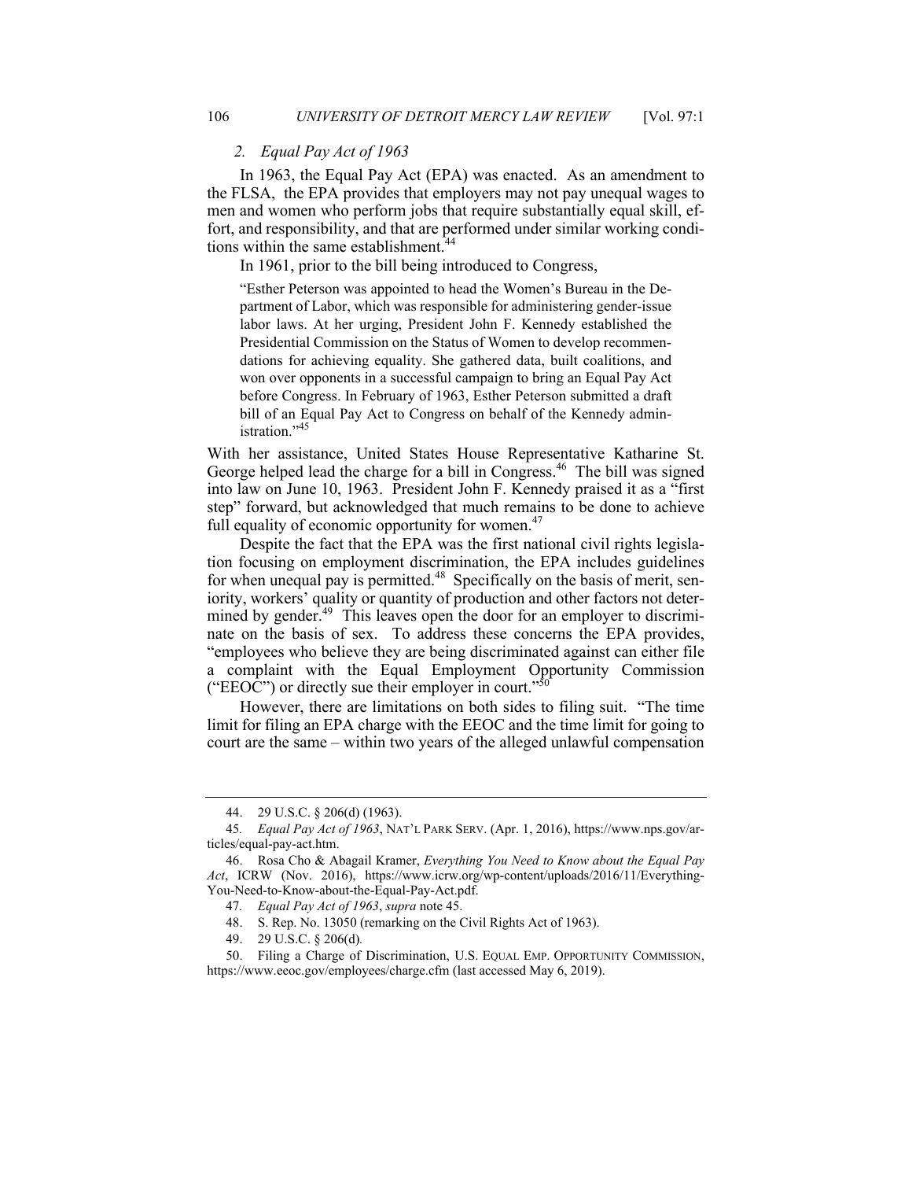### *2. Equal Pay Act of 1963*

In 1963, the Equal Pay Act (EPA) was enacted. As an amendment to the FLSA, the EPA provides that employers may not pay unequal wages to men and women who perform jobs that require substantially equal skill, effort, and responsibility, and that are performed under similar working conditions within the same establishment.[44]

In 1961, prior to the bill being introduced to Congress,

> "Esther Peterson was appointed to head the Women's Bureau in the Department of Labor, which was responsible for administering gender-issue labor laws. At her urging, President John F. Kennedy established the Presidential Commission on the Status of Women to develop recommendations for achieving equality. She gathered data, built coalitions, and won over opponents in a successful campaign to bring an Equal Pay Act before Congress. In February of 1963, Esther Peterson submitted a draft bill of an Equal Pay Act to Congress on behalf of the Kennedy administration."[45]

With her assistance, United States House Representative Katharine St. George helped lead the charge for a bill in Congress.[46] The bill was signed into law on June 10, 1963. President John F. Kennedy praised it as a "first step" forward, but acknowledged that much remains to be done to achieve full equality of economic opportunity for women.[47]

Despite the fact that the EPA was the first national civil rights legislation focusing on employment discrimination, the EPA includes guidelines for when unequal pay is permitted.[48] Specifically on the basis of merit, seniority, workers' quality or quantity of production and other factors not determined by gender.[49] This leaves open the door for an employer to discriminate on the basis of sex. To address these concerns the EPA provides, "employees who believe they are being discriminated against can either file a complaint with the Equal Employment Opportunity Commission ("EEOC") or directly sue their employer in court."[50]

However, there are limitations on both sides to filing suit. "The time limit for filing an EPA charge with the EEOC and the time limit for going to court are the same – within two years of the alleged unlawful compensation

---

44. 29 U.S.C. § 206(d) (1963).

45. *Equal Pay Act of 1963*, NAT'L PARK SERV. (Apr. 1, 2016), https://www.nps.gov/articles/equal-pay-act.htm.

46. Rosa Cho & Abagail Kramer, *Everything You Need to Know about the Equal Pay Act*, ICRW (Nov. 2016), https://www.icrw.org/wp-content/uploads/2016/11/Everything-You-Need-to-Know-about-the-Equal-Pay-Act.pdf.

47. *Equal Pay Act of 1963*, *supra* note 45.

48. S. Rep. No. 13050 (remarking on the Civil Rights Act of 1963).

49. 29 U.S.C. § 206(d).

50. Filing a Charge of Discrimination, U.S. EQUAL EMP. OPPORTUNITY COMMISSION, https://www.eeoc.gov/employees/charge.cfm (last accessed May 6, 2019).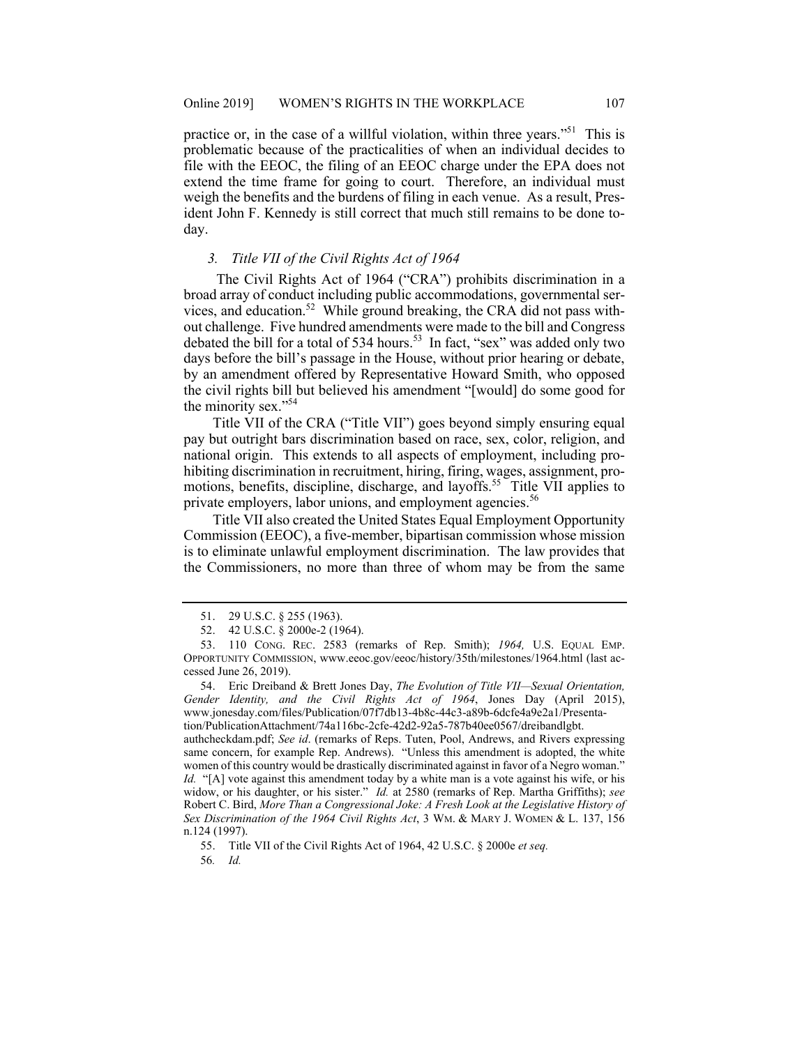practice or, in the case of a willful violation, within three years."[51] This is problematic because of the practicalities of when an individual decides to file with the EEOC, the filing of an EEOC charge under the EPA does not extend the time frame for going to court. Therefore, an individual must weigh the benefits and the burdens of filing in each venue. As a result, President John F. Kennedy is still correct that much still remains to be done today.

### *3. Title VII of the Civil Rights Act of 1964*

The Civil Rights Act of 1964 ("CRA") prohibits discrimination in a broad array of conduct including public accommodations, governmental services, and education.[52] While ground breaking, the CRA did not pass without challenge. Five hundred amendments were made to the bill and Congress debated the bill for a total of 534 hours.[53] In fact, "sex" was added only two days before the bill's passage in the House, without prior hearing or debate, by an amendment offered by Representative Howard Smith, who opposed the civil rights bill but believed his amendment "[would] do some good for the minority sex."[54]

Title VII of the CRA ("Title VII") goes beyond simply ensuring equal pay but outright bars discrimination based on race, sex, color, religion, and national origin. This extends to all aspects of employment, including prohibiting discrimination in recruitment, hiring, firing, wages, assignment, promotions, benefits, discipline, discharge, and layoffs.[55] Title VII applies to private employers, labor unions, and employment agencies.[56]

Title VII also created the United States Equal Employment Opportunity Commission (EEOC), a five-member, bipartisan commission whose mission is to eliminate unlawful employment discrimination. The law provides that the Commissioners, no more than three of whom may be from the same

---

51. 29 U.S.C. § 255 (1963).

52. 42 U.S.C. § 2000e-2 (1964).

53. 110 CONG. REC. 2583 (remarks of Rep. Smith); *1964,* U.S. EQUAL EMP. OPPORTUNITY COMMISSION, www.eeoc.gov/eeoc/history/35th/milestones/1964.html (last accessed June 26, 2019).

54. Eric Dreiband & Brett Jones Day, *The Evolution of Title VII—Sexual Orientation, Gender Identity, and the Civil Rights Act of 1964*, Jones Day (April 2015), www.jonesday.com/files/Publication/07f7db13-4b8c-44c3-a89b-6dcfe4a9e2a1/Presentation/PublicationAttachment/74a116bc-2cfe-42d2-92a5-787b40ee0567/dreibandlgbt.authcheckdam.pdf; *See id*. (remarks of Reps. Tuten, Pool, Andrews, and Rivers expressing same concern, for example Rep. Andrews). "Unless this amendment is adopted, the white women of this country would be drastically discriminated against in favor of a Negro woman." *Id.* "[A] vote against this amendment today by a white man is a vote against his wife, or his widow, or his daughter, or his sister." *Id.* at 2580 (remarks of Rep. Martha Griffiths); *see* Robert C. Bird, *More Than a Congressional Joke: A Fresh Look at the Legislative History of Sex Discrimination of the 1964 Civil Rights Act*, 3 WM. & MARY J. WOMEN & L. 137, 156 n.124 (1997).

55. Title VII of the Civil Rights Act of 1964, 42 U.S.C. § 2000e *et seq.*

56. *Id.*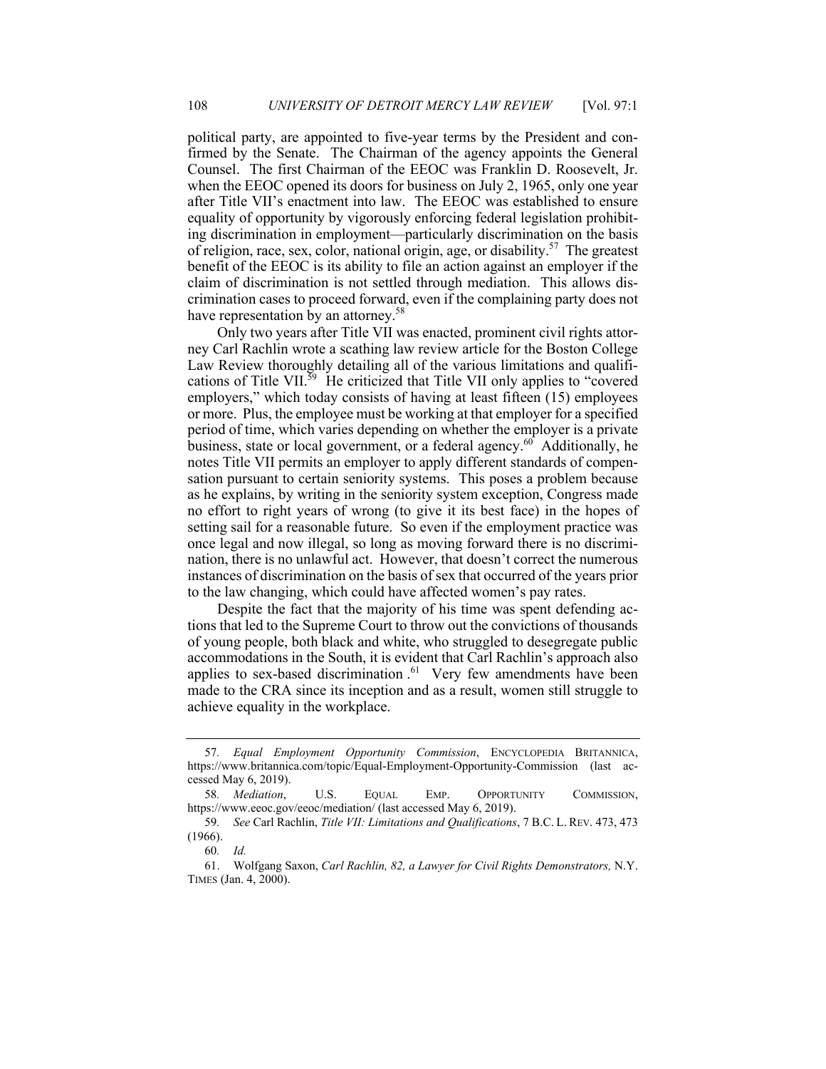political party, are appointed to five-year terms by the President and confirmed by the Senate. The Chairman of the agency appoints the General Counsel. The first Chairman of the EEOC was Franklin D. Roosevelt, Jr. when the EEOC opened its doors for business on July 2, 1965, only one year after Title VII's enactment into law. The EEOC was established to ensure equality of opportunity by vigorously enforcing federal legislation prohibiting discrimination in employment—particularly discrimination on the basis of religion, race, sex, color, national origin, age, or disability.[57] The greatest benefit of the EEOC is its ability to file an action against an employer if the claim of discrimination is not settled through mediation. This allows discrimination cases to proceed forward, even if the complaining party does not have representation by an attorney.[58]

Only two years after Title VII was enacted, prominent civil rights attorney Carl Rachlin wrote a scathing law review article for the Boston College Law Review thoroughly detailing all of the various limitations and qualifications of Title VII.[59] He criticized that Title VII only applies to "covered employers," which today consists of having at least fifteen (15) employees or more. Plus, the employee must be working at that employer for a specified period of time, which varies depending on whether the employer is a private business, state or local government, or a federal agency.[60] Additionally, he notes Title VII permits an employer to apply different standards of compensation pursuant to certain seniority systems. This poses a problem because as he explains, by writing in the seniority system exception, Congress made no effort to right years of wrong (to give it its best face) in the hopes of setting sail for a reasonable future. So even if the employment practice was once legal and now illegal, so long as moving forward there is no discrimination, there is no unlawful act. However, that doesn't correct the numerous instances of discrimination on the basis of sex that occurred of the years prior to the law changing, which could have affected women's pay rates.

Despite the fact that the majority of his time was spent defending actions that led to the Supreme Court to throw out the convictions of thousands of young people, both black and white, who struggled to desegregate public accommodations in the South, it is evident that Carl Rachlin's approach also applies to sex-based discrimination .[61] Very few amendments have been made to the CRA since its inception and as a result, women still struggle to achieve equality in the workplace.

---

57. *Equal Employment Opportunity Commission*, ENCYCLOPEDIA BRITANNICA, https://www.britannica.com/topic/Equal-Employment-Opportunity-Commission (last accessed May 6, 2019).

58. *Mediation*, U.S. EQUAL EMP. OPPORTUNITY COMMISSION, https://www.eeoc.gov/eeoc/mediation/ (last accessed May 6, 2019).

59. *See* Carl Rachlin, *Title VII: Limitations and Qualifications*, 7 B.C. L. REV. 473, 473 (1966).

60. *Id.*

61. Wolfgang Saxon, *Carl Rachlin, 82, a Lawyer for Civil Rights Demonstrators,* N.Y. TIMES (Jan. 4, 2000).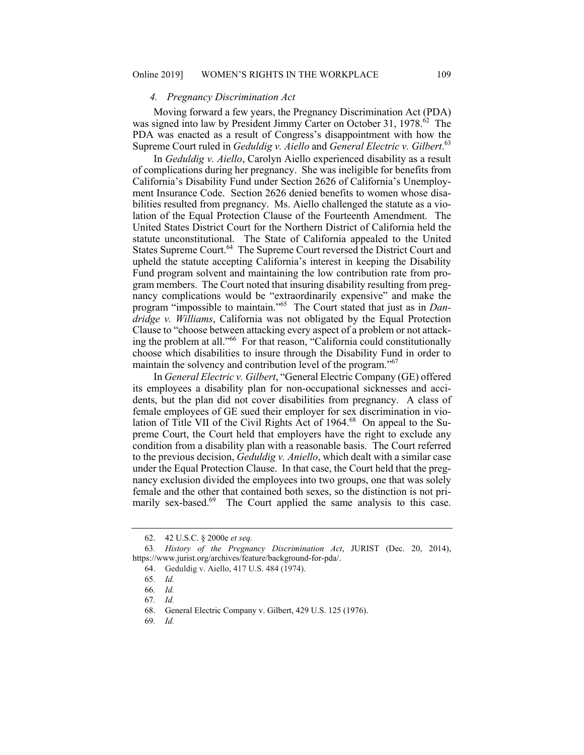#### *4. Pregnancy Discrimination Act*

Moving forward a few years, the Pregnancy Discrimination Act (PDA) was signed into law by President Jimmy Carter on October 31, 1978.[62] The PDA was enacted as a result of Congress's disappointment with how the Supreme Court ruled in *Geduldig v. Aiello* and *General Electric v. Gilbert*.[63]

In *Geduldig v. Aiello*, Carolyn Aiello experienced disability as a result of complications during her pregnancy. She was ineligible for benefits from California's Disability Fund under Section 2626 of California's Unemployment Insurance Code. Section 2626 denied benefits to women whose disabilities resulted from pregnancy. Ms. Aiello challenged the statute as a violation of the Equal Protection Clause of the Fourteenth Amendment. The United States District Court for the Northern District of California held the statute unconstitutional. The State of California appealed to the United States Supreme Court.[64] The Supreme Court reversed the District Court and upheld the statute accepting California's interest in keeping the Disability Fund program solvent and maintaining the low contribution rate from program members. The Court noted that insuring disability resulting from pregnancy complications would be "extraordinarily expensive" and make the program "impossible to maintain."[65] The Court stated that just as in *Dandridge v. Williams*, California was not obligated by the Equal Protection Clause to "choose between attacking every aspect of a problem or not attacking the problem at all."[66] For that reason, "California could constitutionally choose which disabilities to insure through the Disability Fund in order to maintain the solvency and contribution level of the program."[67]

In *General Electric v. Gilbert*, "General Electric Company (GE) offered its employees a disability plan for non-occupational sicknesses and accidents, but the plan did not cover disabilities from pregnancy. A class of female employees of GE sued their employer for sex discrimination in violation of Title VII of the Civil Rights Act of 1964.[68] On appeal to the Supreme Court, the Court held that employers have the right to exclude any condition from a disability plan with a reasonable basis. The Court referred to the previous decision, *Geduldig v. Aniello*, which dealt with a similar case under the Equal Protection Clause. In that case, the Court held that the pregnancy exclusion divided the employees into two groups, one that was solely female and the other that contained both sexes, so the distinction is not primarily sex-based.[69] The Court applied the same analysis to this case.

---

62. 42 U.S.C. § 2000e *et seq.*

63. *History of the Pregnancy Discrimination Act*, JURIST (Dec. 20, 2014), https://www.jurist.org/archives/feature/background-for-pda/.

64. Geduldig v. Aiello, 417 U.S. 484 (1974).

65. *Id.*

66. *Id.*

67. *Id.*

68. General Electric Company v. Gilbert, 429 U.S. 125 (1976).

69. *Id.*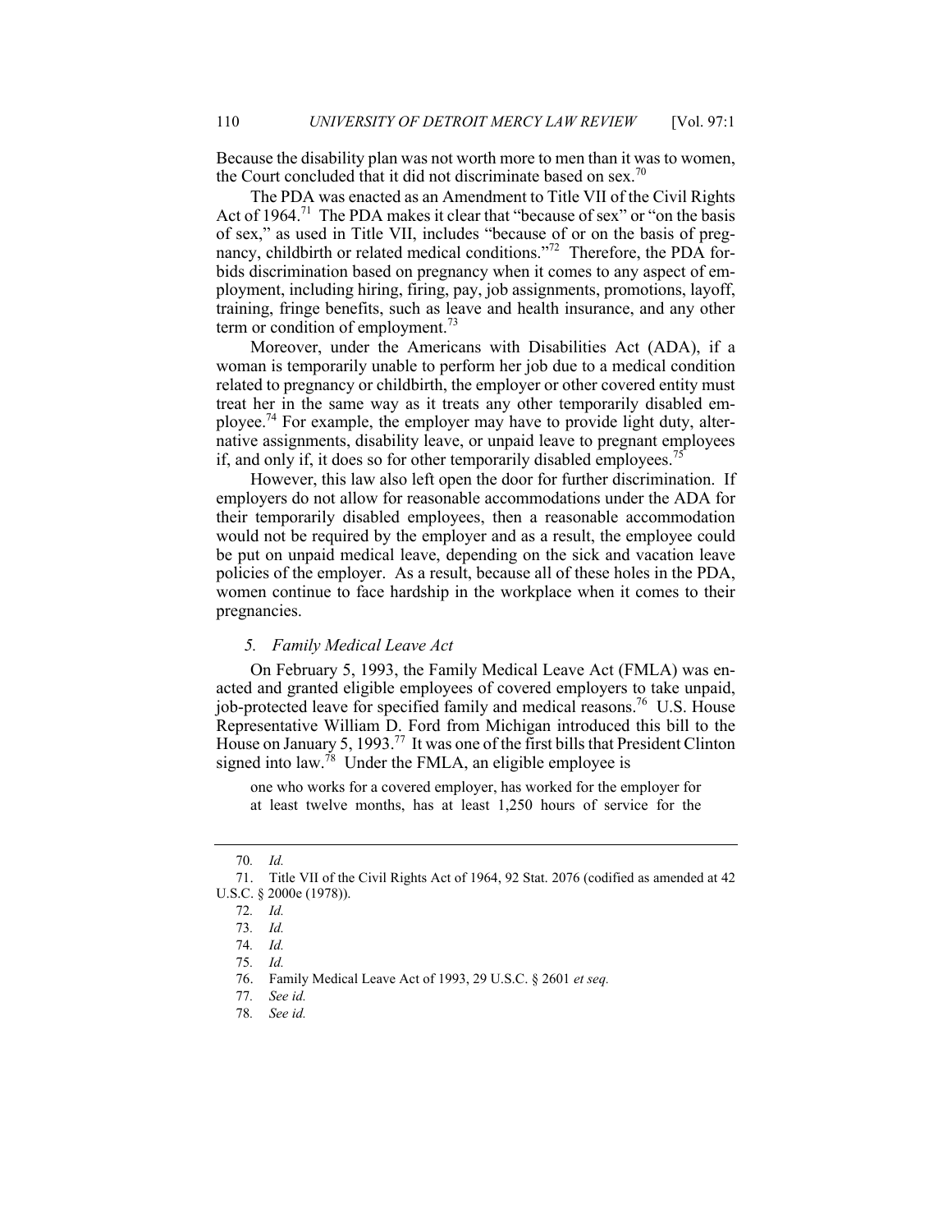Because the disability plan was not worth more to men than it was to women, the Court concluded that it did not discriminate based on sex.[70]

The PDA was enacted as an Amendment to Title VII of the Civil Rights Act of 1964.[71] The PDA makes it clear that "because of sex" or "on the basis of sex," as used in Title VII, includes "because of or on the basis of pregnancy, childbirth or related medical conditions."[72] Therefore, the PDA forbids discrimination based on pregnancy when it comes to any aspect of employment, including hiring, firing, pay, job assignments, promotions, layoff, training, fringe benefits, such as leave and health insurance, and any other term or condition of employment.[73]

Moreover, under the Americans with Disabilities Act (ADA), if a woman is temporarily unable to perform her job due to a medical condition related to pregnancy or childbirth, the employer or other covered entity must treat her in the same way as it treats any other temporarily disabled employee.[74] For example, the employer may have to provide light duty, alternative assignments, disability leave, or unpaid leave to pregnant employees if, and only if, it does so for other temporarily disabled employees.[75]

However, this law also left open the door for further discrimination. If employers do not allow for reasonable accommodations under the ADA for their temporarily disabled employees, then a reasonable accommodation would not be required by the employer and as a result, the employee could be put on unpaid medical leave, depending on the sick and vacation leave policies of the employer. As a result, because all of these holes in the PDA, women continue to face hardship in the workplace when it comes to their pregnancies.

### *5. Family Medical Leave Act*

On February 5, 1993, the Family Medical Leave Act (FMLA) was enacted and granted eligible employees of covered employers to take unpaid, job-protected leave for specified family and medical reasons.[76] U.S. House Representative William D. Ford from Michigan introduced this bill to the House on January 5, 1993.[77] It was one of the first bills that President Clinton signed into law.[78] Under the FMLA, an eligible employee is

> one who works for a covered employer, has worked for the employer for at least twelve months, has at least 1,250 hours of service for the

---

70. *Id.*

71. Title VII of the Civil Rights Act of 1964, 92 Stat. 2076 (codified as amended at 42 U.S.C. § 2000e (1978)).

72. *Id.*

73. *Id.*

74. *Id.*

75. *Id.*

76. Family Medical Leave Act of 1993, 29 U.S.C. § 2601 *et seq.*

77. *See id.*

78. *See id.*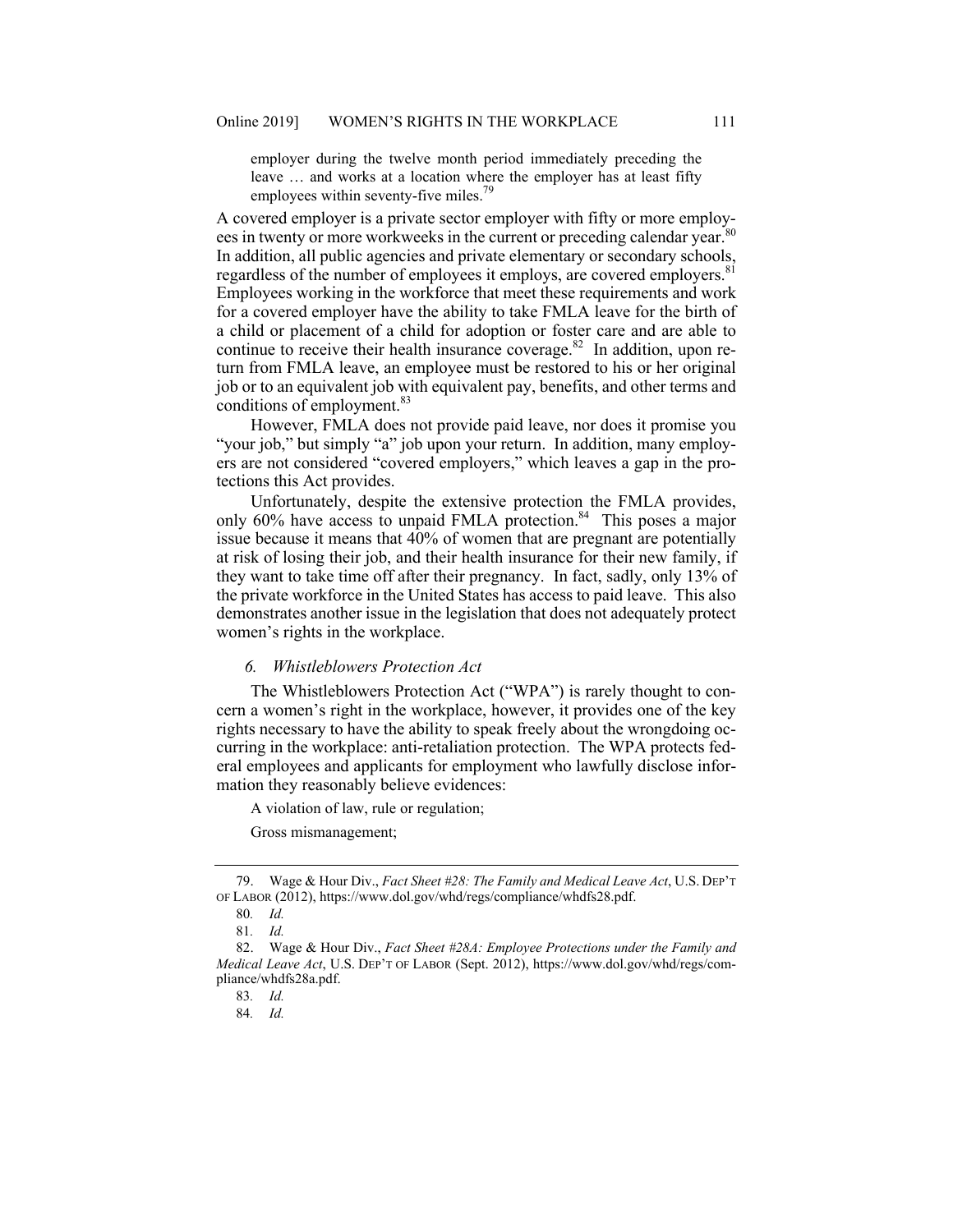> employer during the twelve month period immediately preceding the leave … and works at a location where the employer has at least fifty employees within seventy-five miles.[79]

A covered employer is a private sector employer with fifty or more employees in twenty or more workweeks in the current or preceding calendar year.[80] In addition, all public agencies and private elementary or secondary schools, regardless of the number of employees it employs, are covered employers.[81] Employees working in the workforce that meet these requirements and work for a covered employer have the ability to take FMLA leave for the birth of a child or placement of a child for adoption or foster care and are able to continue to receive their health insurance coverage.[82] In addition, upon return from FMLA leave, an employee must be restored to his or her original job or to an equivalent job with equivalent pay, benefits, and other terms and conditions of employment.[83]

However, FMLA does not provide paid leave, nor does it promise you "your job," but simply "a" job upon your return. In addition, many employers are not considered "covered employers," which leaves a gap in the protections this Act provides.

Unfortunately, despite the extensive protection the FMLA provides, only 60% have access to unpaid FMLA protection.[84] This poses a major issue because it means that 40% of women that are pregnant are potentially at risk of losing their job, and their health insurance for their new family, if they want to take time off after their pregnancy. In fact, sadly, only 13% of the private workforce in the United States has access to paid leave. This also demonstrates another issue in the legislation that does not adequately protect women's rights in the workplace.

### *6. Whistleblowers Protection Act*

The Whistleblowers Protection Act ("WPA") is rarely thought to concern a women's right in the workplace, however, it provides one of the key rights necessary to have the ability to speak freely about the wrongdoing occurring in the workplace: anti-retaliation protection. The WPA protects federal employees and applicants for employment who lawfully disclose information they reasonably believe evidences:

> A violation of law, rule or regulation;
>
> Gross mismanagement;

---

79. Wage & Hour Div., *Fact Sheet #28: The Family and Medical Leave Act*, U.S. DEP'T OF LABOR (2012), https://www.dol.gov/whd/regs/compliance/whdfs28.pdf.

80. *Id.*

81. *Id.*

82. Wage & Hour Div., *Fact Sheet #28A: Employee Protections under the Family and Medical Leave Act*, U.S. DEP'T OF LABOR (Sept. 2012), https://www.dol.gov/whd/regs/compliance/whdfs28a.pdf.

83. *Id.*

84. *Id.*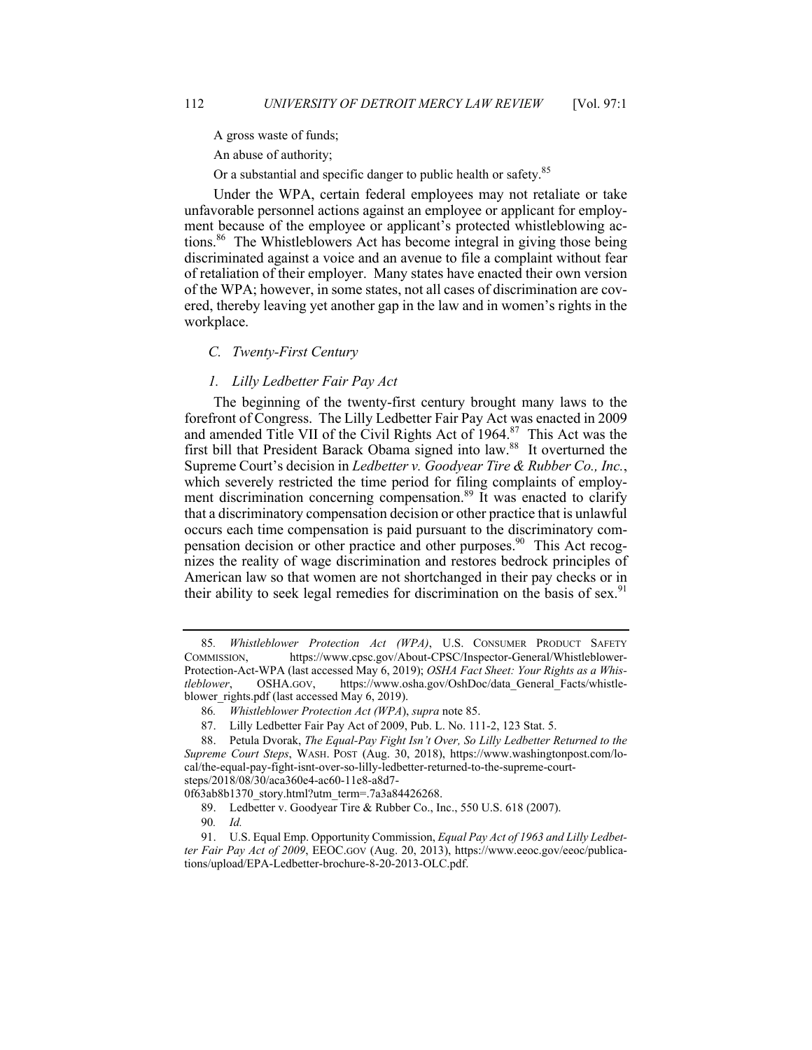A gross waste of funds;

An abuse of authority;

Or a substantial and specific danger to public health or safety.[85]

Under the WPA, certain federal employees may not retaliate or take unfavorable personnel actions against an employee or applicant for employment because of the employee or applicant's protected whistleblowing actions.[86] The Whistleblowers Act has become integral in giving those being discriminated against a voice and an avenue to file a complaint without fear of retaliation of their employer. Many states have enacted their own version of the WPA; however, in some states, not all cases of discrimination are covered, thereby leaving yet another gap in the law and in women's rights in the workplace.

### *C. Twenty-First Century*

#### *1. Lilly Ledbetter Fair Pay Act*

The beginning of the twenty-first century brought many laws to the forefront of Congress. The Lilly Ledbetter Fair Pay Act was enacted in 2009 and amended Title VII of the Civil Rights Act of 1964.[87] This Act was the first bill that President Barack Obama signed into law.[88] It overturned the Supreme Court's decision in *Ledbetter v. Goodyear Tire & Rubber Co., Inc.*, which severely restricted the time period for filing complaints of employment discrimination concerning compensation.[89] It was enacted to clarify that a discriminatory compensation decision or other practice that is unlawful occurs each time compensation is paid pursuant to the discriminatory compensation decision or other practice and other purposes.[90] This Act recognizes the reality of wage discrimination and restores bedrock principles of American law so that women are not shortchanged in their pay checks or in their ability to seek legal remedies for discrimination on the basis of sex.[91]

---

85. *Whistleblower Protection Act (WPA)*, U.S. CONSUMER PRODUCT SAFETY COMMISSION, https://www.cpsc.gov/About-CPSC/Inspector-General/Whistleblower-Protection-Act-WPA (last accessed May 6, 2019); *OSHA Fact Sheet: Your Rights as a Whistleblower*, OSHA.GOV, https://www.osha.gov/OshDoc/data_General_Facts/whistleblower_rights.pdf (last accessed May 6, 2019).

86. *Whistleblower Protection Act (WPA)*, *supra* note 85.

87. Lilly Ledbetter Fair Pay Act of 2009, Pub. L. No. 111-2, 123 Stat. 5.

88. Petula Dvorak, *The Equal-Pay Fight Isn't Over, So Lilly Ledbetter Returned to the Supreme Court Steps*, WASH. POST (Aug. 30, 2018), https://www.washingtonpost.com/local/the-equal-pay-fight-isnt-over-so-lilly-ledbetter-returned-to-the-supreme-court-steps/2018/08/30/aca360e4-ac60-11e8-a8d7-0f63ab8b1370_story.html?utm_term=.7a3a84426268.

89. Ledbetter v. Goodyear Tire & Rubber Co., Inc., 550 U.S. 618 (2007).

90. *Id.*

91. U.S. Equal Emp. Opportunity Commission, *Equal Pay Act of 1963 and Lilly Ledbetter Fair Pay Act of 2009*, EEOC.GOV (Aug. 20, 2013), https://www.eeoc.gov/eeoc/publications/upload/EPA-Ledbetter-brochure-8-20-2013-OLC.pdf.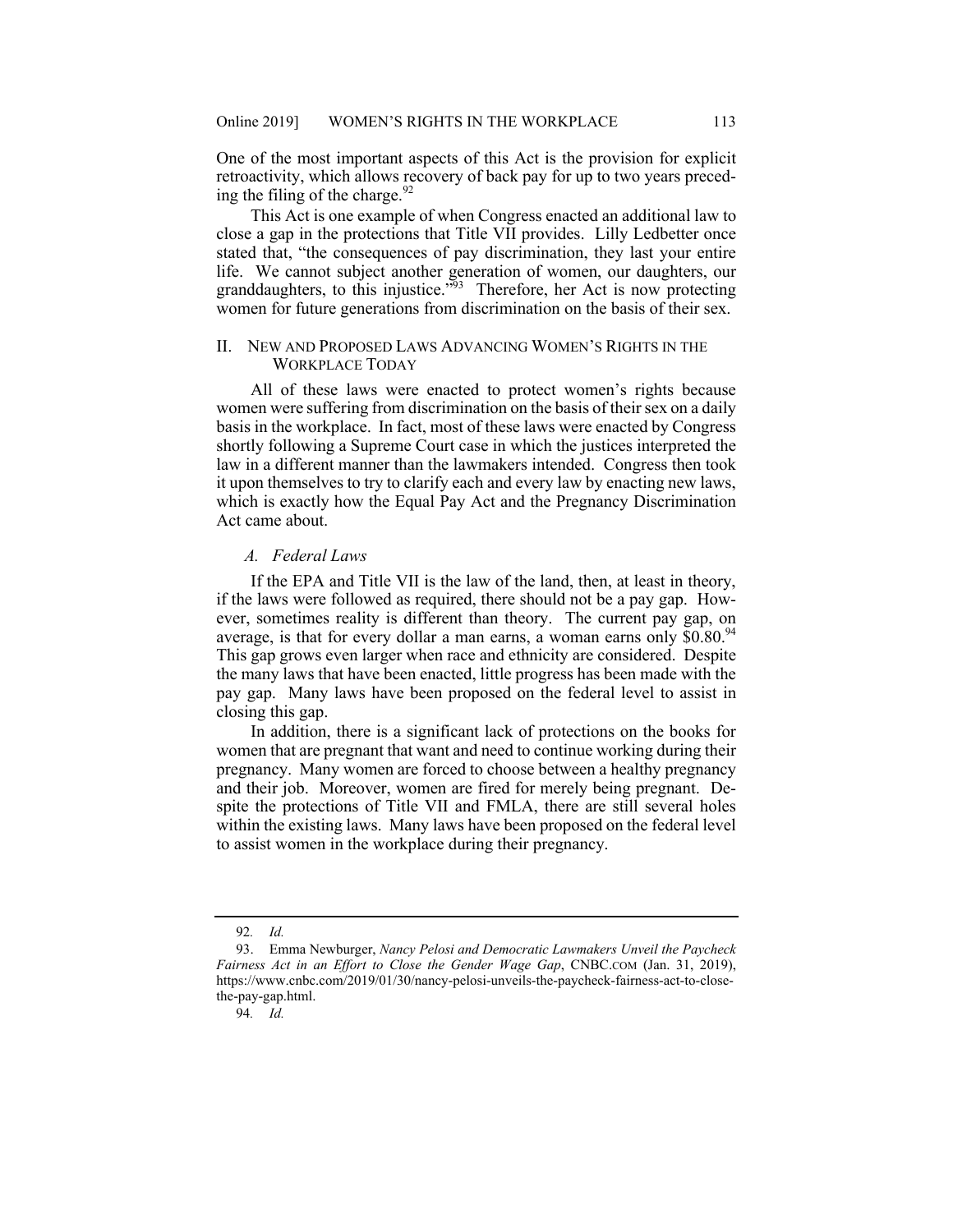One of the most important aspects of this Act is the provision for explicit retroactivity, which allows recovery of back pay for up to two years preceding the filing of the charge.[92]

This Act is one example of when Congress enacted an additional law to close a gap in the protections that Title VII provides. Lilly Ledbetter once stated that, "the consequences of pay discrimination, they last your entire life. We cannot subject another generation of women, our daughters, our granddaughters, to this injustice."[93] Therefore, her Act is now protecting women for future generations from discrimination on the basis of their sex.

## II. NEW AND PROPOSED LAWS ADVANCING WOMEN'S RIGHTS IN THE WORKPLACE TODAY

All of these laws were enacted to protect women's rights because women were suffering from discrimination on the basis of their sex on a daily basis in the workplace. In fact, most of these laws were enacted by Congress shortly following a Supreme Court case in which the justices interpreted the law in a different manner than the lawmakers intended. Congress then took it upon themselves to try to clarify each and every law by enacting new laws, which is exactly how the Equal Pay Act and the Pregnancy Discrimination Act came about.

### *A. Federal Laws*

If the EPA and Title VII is the law of the land, then, at least in theory, if the laws were followed as required, there should not be a pay gap. However, sometimes reality is different than theory. The current pay gap, on average, is that for every dollar a man earns, a woman earns only $0.80.[94] This gap grows even larger when race and ethnicity are considered. Despite the many laws that have been enacted, little progress has been made with the pay gap. Many laws have been proposed on the federal level to assist in closing this gap.

In addition, there is a significant lack of protections on the books for women that are pregnant that want and need to continue working during their pregnancy. Many women are forced to choose between a healthy pregnancy and their job. Moreover, women are fired for merely being pregnant. Despite the protections of Title VII and FMLA, there are still several holes within the existing laws. Many laws have been proposed on the federal level to assist women in the workplace during their pregnancy.

---

92. *Id.*

93. Emma Newburger, *Nancy Pelosi and Democratic Lawmakers Unveil the Paycheck Fairness Act in an Effort to Close the Gender Wage Gap*, CNBC.COM (Jan. 31, 2019), https://www.cnbc.com/2019/01/30/nancy-pelosi-unveils-the-paycheck-fairness-act-to-close-the-pay-gap.html.

94. *Id.*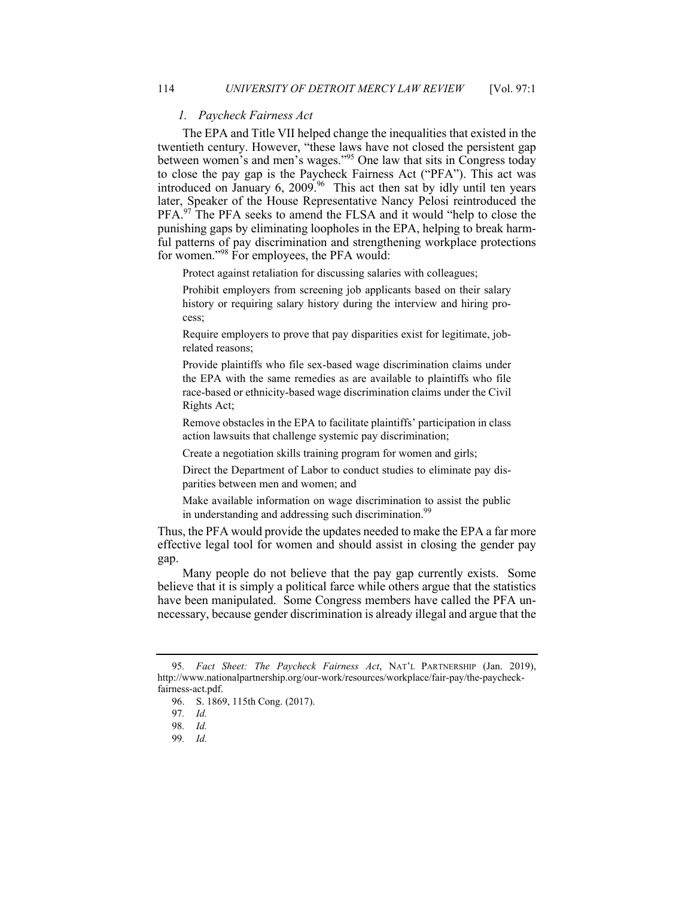### *1. Paycheck Fairness Act*

The EPA and Title VII helped change the inequalities that existed in the twentieth century. However, "these laws have not closed the persistent gap between women's and men's wages."[95] One law that sits in Congress today to close the pay gap is the Paycheck Fairness Act ("PFA"). This act was introduced on January 6, 2009.[96] This act then sat by idly until ten years later, Speaker of the House Representative Nancy Pelosi reintroduced the PFA.[97] The PFA seeks to amend the FLSA and it would "help to close the punishing gaps by eliminating loopholes in the EPA, helping to break harmful patterns of pay discrimination and strengthening workplace protections for women."[98] For employees, the PFA would:

> Protect against retaliation for discussing salaries with colleagues;
>
> Prohibit employers from screening job applicants based on their salary history or requiring salary history during the interview and hiring process;
>
> Require employers to prove that pay disparities exist for legitimate, job-related reasons;
>
> Provide plaintiffs who file sex-based wage discrimination claims under the EPA with the same remedies as are available to plaintiffs who file race-based or ethnicity-based wage discrimination claims under the Civil Rights Act;
>
> Remove obstacles in the EPA to facilitate plaintiffs' participation in class action lawsuits that challenge systemic pay discrimination;
>
> Create a negotiation skills training program for women and girls;
>
> Direct the Department of Labor to conduct studies to eliminate pay disparities between men and women; and
>
> Make available information on wage discrimination to assist the public in understanding and addressing such discrimination.[99]

Thus, the PFA would provide the updates needed to make the EPA a far more effective legal tool for women and should assist in closing the gender pay gap.

Many people do not believe that the pay gap currently exists. Some believe that it is simply a political farce while others argue that the statistics have been manipulated. Some Congress members have called the PFA unnecessary, because gender discrimination is already illegal and argue that the

---

95. *Fact Sheet: The Paycheck Fairness Act*, NAT'L PARTNERSHIP (Jan. 2019), http://www.nationalpartnership.org/our-work/resources/workplace/fair-pay/the-paycheck-fairness-act.pdf.

96. S. 1869, 115th Cong. (2017).

97. *Id.*

98. *Id.*

99. *Id.*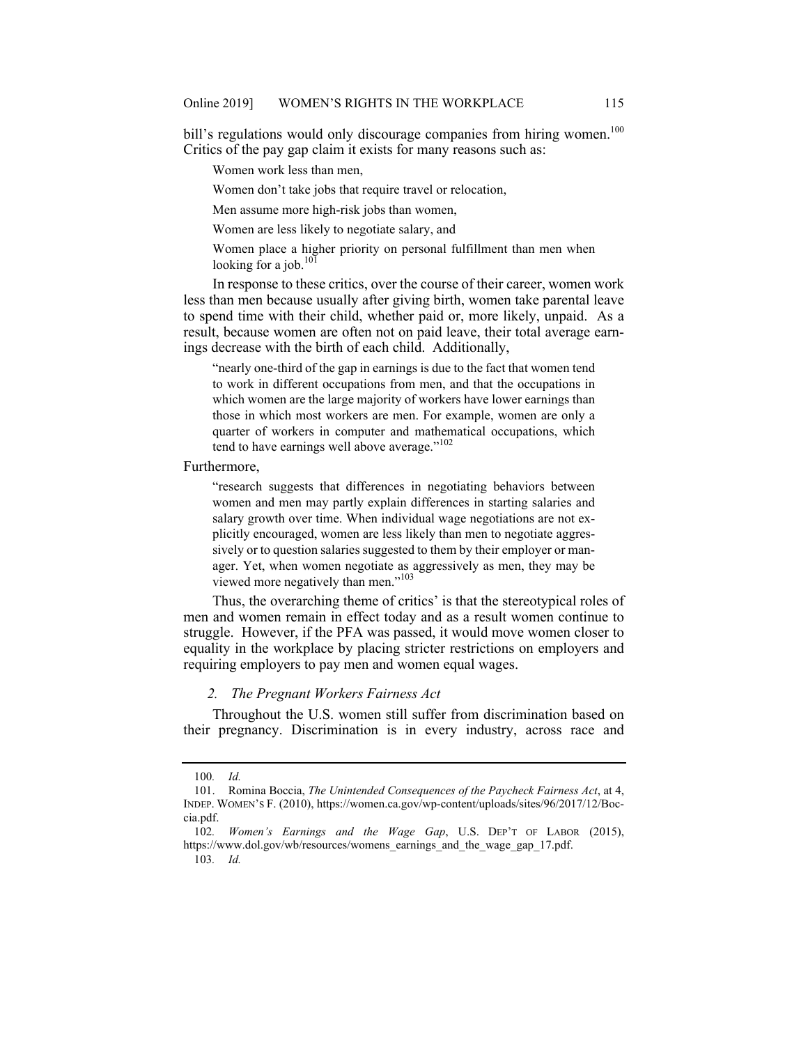bill's regulations would only discourage companies from hiring women.[100] Critics of the pay gap claim it exists for many reasons such as:

> Women work less than men,
>
> Women don't take jobs that require travel or relocation,
>
> Men assume more high-risk jobs than women,
>
> Women are less likely to negotiate salary, and
>
> Women place a higher priority on personal fulfillment than men when looking for a job.[101]

In response to these critics, over the course of their career, women work less than men because usually after giving birth, women take parental leave to spend time with their child, whether paid or, more likely, unpaid. As a result, because women are often not on paid leave, their total average earnings decrease with the birth of each child. Additionally,

> "nearly one-third of the gap in earnings is due to the fact that women tend to work in different occupations from men, and that the occupations in which women are the large majority of workers have lower earnings than those in which most workers are men. For example, women are only a quarter of workers in computer and mathematical occupations, which tend to have earnings well above average."[102]

Furthermore,

> "research suggests that differences in negotiating behaviors between women and men may partly explain differences in starting salaries and salary growth over time. When individual wage negotiations are not explicitly encouraged, women are less likely than men to negotiate aggressively or to question salaries suggested to them by their employer or manager. Yet, when women negotiate as aggressively as men, they may be viewed more negatively than men."[103]

Thus, the overarching theme of critics' is that the stereotypical roles of men and women remain in effect today and as a result women continue to struggle. However, if the PFA was passed, it would move women closer to equality in the workplace by placing stricter restrictions on employers and requiring employers to pay men and women equal wages.

### *2. The Pregnant Workers Fairness Act*

Throughout the U.S. women still suffer from discrimination based on their pregnancy. Discrimination is in every industry, across race and

---

100. *Id.*

101. Romina Boccia, *The Unintended Consequences of the Paycheck Fairness Act*, at 4, INDEP. WOMEN'S F. (2010), https://women.ca.gov/wp-content/uploads/sites/96/2017/12/Boccia.pdf.

102. *Women's Earnings and the Wage Gap*, U.S. DEP'T OF LABOR (2015), https://www.dol.gov/wb/resources/womens_earnings_and_the_wage_gap_17.pdf.

103. *Id.*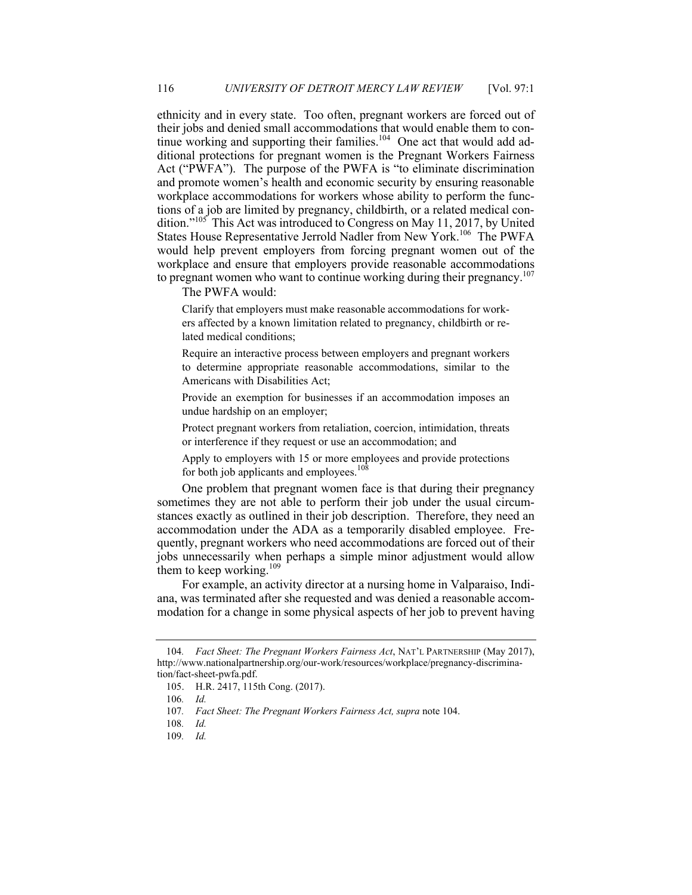ethnicity and in every state. Too often, pregnant workers are forced out of their jobs and denied small accommodations that would enable them to continue working and supporting their families.[104] One act that would add additional protections for pregnant women is the Pregnant Workers Fairness Act ("PWFA"). The purpose of the PWFA is "to eliminate discrimination and promote women's health and economic security by ensuring reasonable workplace accommodations for workers whose ability to perform the functions of a job are limited by pregnancy, childbirth, or a related medical condition."[105] This Act was introduced to Congress on May 11, 2017, by United States House Representative Jerrold Nadler from New York.[106] The PWFA would help prevent employers from forcing pregnant women out of the workplace and ensure that employers provide reasonable accommodations to pregnant women who want to continue working during their pregnancy.[107]

The PWFA would:

> Clarify that employers must make reasonable accommodations for workers affected by a known limitation related to pregnancy, childbirth or related medical conditions;
>
> Require an interactive process between employers and pregnant workers to determine appropriate reasonable accommodations, similar to the Americans with Disabilities Act;
>
> Provide an exemption for businesses if an accommodation imposes an undue hardship on an employer;
>
> Protect pregnant workers from retaliation, coercion, intimidation, threats or interference if they request or use an accommodation; and
>
> Apply to employers with 15 or more employees and provide protections for both job applicants and employees.[108]

One problem that pregnant women face is that during their pregnancy sometimes they are not able to perform their job under the usual circumstances exactly as outlined in their job description. Therefore, they need an accommodation under the ADA as a temporarily disabled employee. Frequently, pregnant workers who need accommodations are forced out of their jobs unnecessarily when perhaps a simple minor adjustment would allow them to keep working.[109]

For example, an activity director at a nursing home in Valparaiso, Indiana, was terminated after she requested and was denied a reasonable accommodation for a change in some physical aspects of her job to prevent having

---

104. *Fact Sheet: The Pregnant Workers Fairness Act*, NAT'L PARTNERSHIP (May 2017), http://www.nationalpartnership.org/our-work/resources/workplace/pregnancy-discrimination/fact-sheet-pwfa.pdf.

105. H.R. 2417, 115th Cong. (2017).

106. *Id.*

107. *Fact Sheet: The Pregnant Workers Fairness Act, supra* note 104.

108. *Id.*

109. *Id.*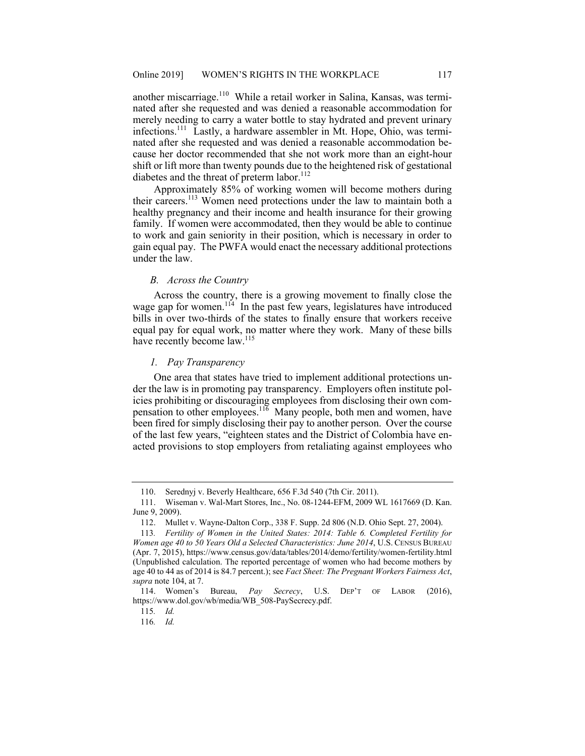another miscarriage.[110] While a retail worker in Salina, Kansas, was terminated after she requested and was denied a reasonable accommodation for merely needing to carry a water bottle to stay hydrated and prevent urinary infections.[111] Lastly, a hardware assembler in Mt. Hope, Ohio, was terminated after she requested and was denied a reasonable accommodation because her doctor recommended that she not work more than an eight-hour shift or lift more than twenty pounds due to the heightened risk of gestational diabetes and the threat of preterm labor.[112]

Approximately 85% of working women will become mothers during their careers.[113] Women need protections under the law to maintain both a healthy pregnancy and their income and health insurance for their growing family. If women were accommodated, then they would be able to continue to work and gain seniority in their position, which is necessary in order to gain equal pay. The PWFA would enact the necessary additional protections under the law.

### *B. Across the Country*

Across the country, there is a growing movement to finally close the wage gap for women.[114] In the past few years, legislatures have introduced bills in over two-thirds of the states to finally ensure that workers receive equal pay for equal work, no matter where they work. Many of these bills have recently become law.[115]

#### *1. Pay Transparency*

One area that states have tried to implement additional protections under the law is in promoting pay transparency. Employers often institute policies prohibiting or discouraging employees from disclosing their own compensation to other employees.[116] Many people, both men and women, have been fired for simply disclosing their pay to another person. Over the course of the last few years, "eighteen states and the District of Colombia have enacted provisions to stop employers from retaliating against employees who

---

110. Serednyj v. Beverly Healthcare, 656 F.3d 540 (7th Cir. 2011).

111. Wiseman v. Wal-Mart Stores, Inc., No. 08-1244-EFM, 2009 WL 1617669 (D. Kan. June 9, 2009).

112. Mullet v. Wayne-Dalton Corp., 338 F. Supp. 2d 806 (N.D. Ohio Sept. 27, 2004).

113. *Fertility of Women in the United States: 2014: Table 6. Completed Fertility for Women age 40 to 50 Years Old a Selected Characteristics: June 2014*, U.S. CENSUS BUREAU (Apr. 7, 2015), https://www.census.gov/data/tables/2014/demo/fertility/women-fertility.html (Unpublished calculation. The reported percentage of women who had become mothers by age 40 to 44 as of 2014 is 84.7 percent.); see *Fact Sheet: The Pregnant Workers Fairness Act*, *supra* note 104, at 7.

114. Women's Bureau, *Pay Secrecy*, U.S. DEP'T OF LABOR (2016), https://www.dol.gov/wb/media/WB_508-PaySecrecy.pdf.

115. *Id.*

116. *Id.*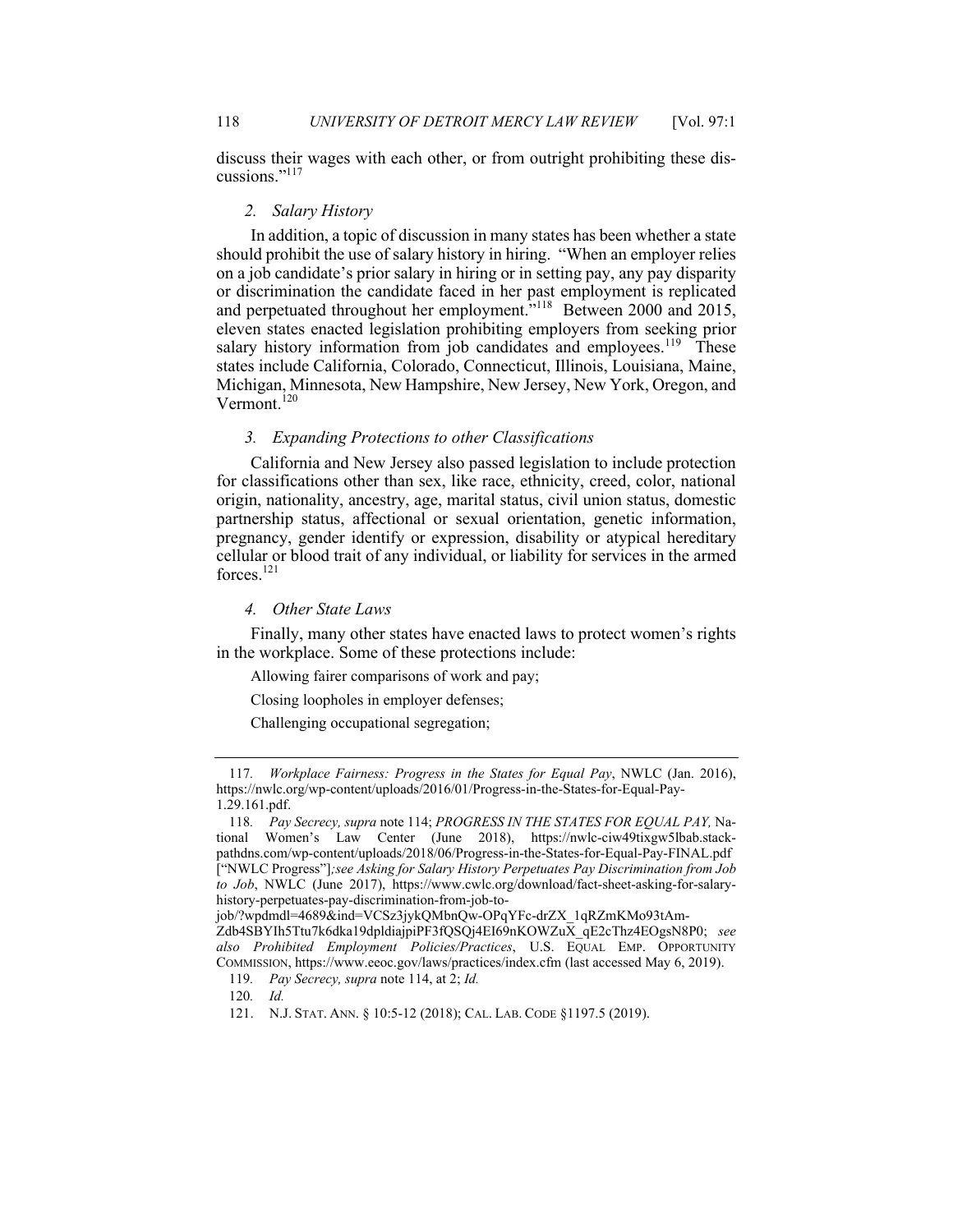discuss their wages with each other, or from outright prohibiting these discussions."[117]

### *2. Salary History*

In addition, a topic of discussion in many states has been whether a state should prohibit the use of salary history in hiring. "When an employer relies on a job candidate's prior salary in hiring or in setting pay, any pay disparity or discrimination the candidate faced in her past employment is replicated and perpetuated throughout her employment."[118] Between 2000 and 2015, eleven states enacted legislation prohibiting employers from seeking prior salary history information from job candidates and employees.[119] These states include California, Colorado, Connecticut, Illinois, Louisiana, Maine, Michigan, Minnesota, New Hampshire, New Jersey, New York, Oregon, and Vermont.[120]

### *3. Expanding Protections to other Classifications*

California and New Jersey also passed legislation to include protection for classifications other than sex, like race, ethnicity, creed, color, national origin, nationality, ancestry, age, marital status, civil union status, domestic partnership status, affectional or sexual orientation, genetic information, pregnancy, gender identify or expression, disability or atypical hereditary cellular or blood trait of any individual, or liability for services in the armed forces.[121]

### *4. Other State Laws*

Finally, many other states have enacted laws to protect women's rights in the workplace. Some of these protections include:

Allowing fairer comparisons of work and pay;

Closing loopholes in employer defenses;

Challenging occupational segregation;

---

117. *Workplace Fairness: Progress in the States for Equal Pay*, NWLC (Jan. 2016), https://nwlc.org/wp-content/uploads/2016/01/Progress-in-the-States-for-Equal-Pay-1.29.161.pdf.

118. *Pay Secrecy, supra* note 114; *PROGRESS IN THE STATES FOR EQUAL PAY,* National Women's Law Center (June 2018), https://nwlc-ciw49tixgw5lbab.stackpathdns.com/wp-content/uploads/2018/06/Progress-in-the-States-for-Equal-Pay-FINAL.pdf ["NWLC Progress"]*;see Asking for Salary History Perpetuates Pay Discrimination from Job to Job*, NWLC (June 2017), https://www.cwlc.org/download/fact-sheet-asking-for-salary-history-perpetuates-pay-discrimination-from-job-to-job/?wpdmdl=4689&ind=VCSz3jykQMbnQw-OPqYFc-drZX_1qRZmKMo93tAm-Zdb4SBYIh5Ttu7k6dka19dpldiajpiPF3fQSQj4EI69nKOWZuX_qE2cThz4EOgsN8P0; *see also Prohibited Employment Policies/Practices*, U.S. EQUAL EMP. OPPORTUNITY COMMISSION, https://www.eeoc.gov/laws/practices/index.cfm (last accessed May 6, 2019).

119. *Pay Secrecy, supra* note 114, at 2; *Id.*

120. *Id.*

121. N.J. STAT. ANN. § 10:5-12 (2018); CAL. LAB. CODE §1197.5 (2019).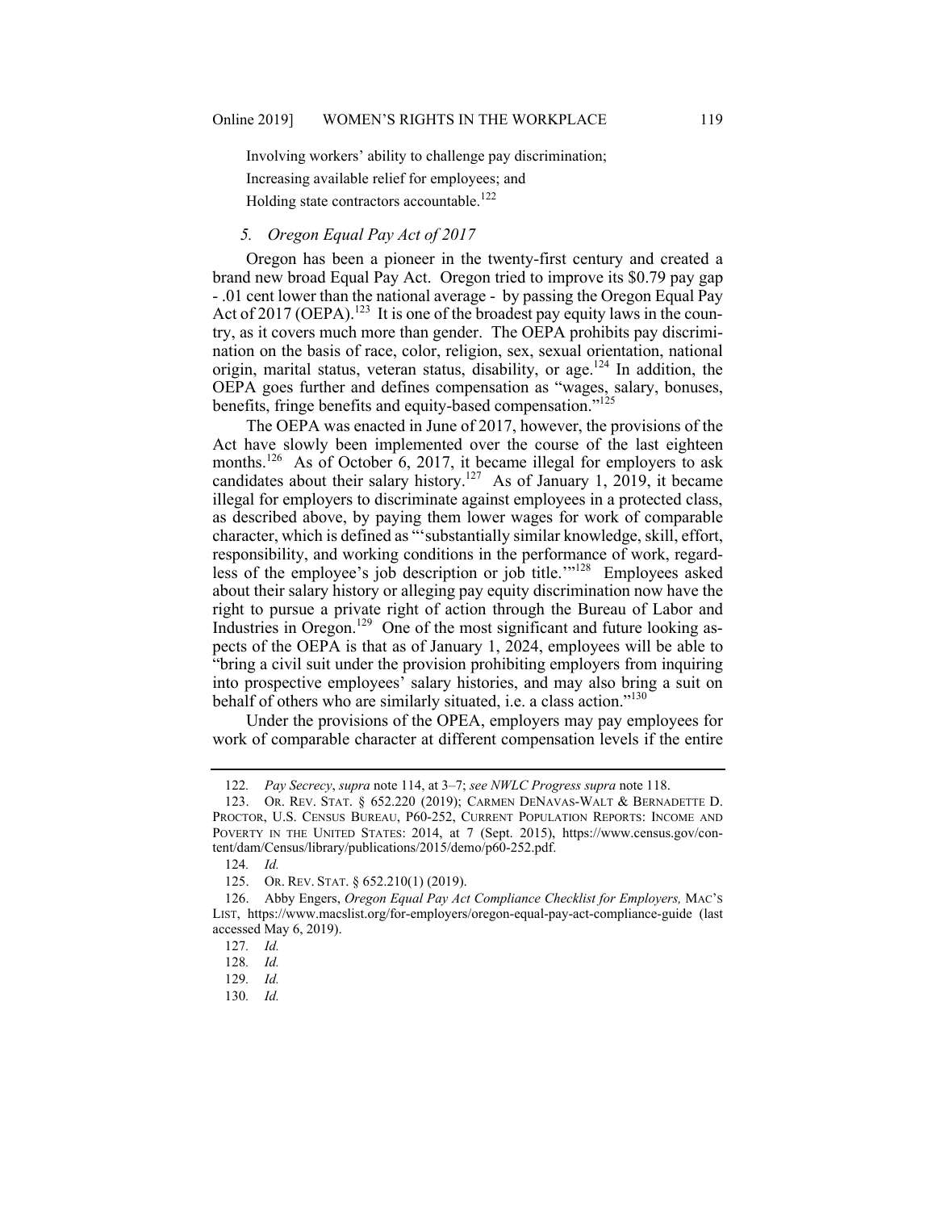Involving workers' ability to challenge pay discrimination;

Increasing available relief for employees; and

Holding state contractors accountable.[122]

### *5. Oregon Equal Pay Act of 2017*

Oregon has been a pioneer in the twenty-first century and created a brand new broad Equal Pay Act. Oregon tried to improve its $0.79 pay gap - .01 cent lower than the national average - by passing the Oregon Equal Pay Act of 2017 (OEPA).[123] It is one of the broadest pay equity laws in the country, as it covers much more than gender. The OEPA prohibits pay discrimination on the basis of race, color, religion, sex, sexual orientation, national origin, marital status, veteran status, disability, or age.[124] In addition, the OEPA goes further and defines compensation as "wages, salary, bonuses, benefits, fringe benefits and equity-based compensation."[125]

The OEPA was enacted in June of 2017, however, the provisions of the Act have slowly been implemented over the course of the last eighteen months.[126] As of October 6, 2017, it became illegal for employers to ask candidates about their salary history.[127] As of January 1, 2019, it became illegal for employers to discriminate against employees in a protected class, as described above, by paying them lower wages for work of comparable character, which is defined as "'substantially similar knowledge, skill, effort, responsibility, and working conditions in the performance of work, regardless of the employee's job description or job title.'"[128] Employees asked about their salary history or alleging pay equity discrimination now have the right to pursue a private right of action through the Bureau of Labor and Industries in Oregon.[129] One of the most significant and future looking aspects of the OEPA is that as of January 1, 2024, employees will be able to "bring a civil suit under the provision prohibiting employers from inquiring into prospective employees' salary histories, and may also bring a suit on behalf of others who are similarly situated, i.e. a class action."[130]

Under the provisions of the OPEA, employers may pay employees for work of comparable character at different compensation levels if the entire

---

122. *Pay Secrecy*, *supra* note 114, at 3–7; *see NWLC Progress supra* note 118.

123. OR. REV. STAT. § 652.220 (2019); CARMEN DENAVAS-WALT & BERNADETTE D. PROCTOR, U.S. CENSUS BUREAU, P60-252, CURRENT POPULATION REPORTS: INCOME AND POVERTY IN THE UNITED STATES: 2014, at 7 (Sept. 2015), https://www.census.gov/content/dam/Census/library/publications/2015/demo/p60-252.pdf.

124. *Id.*

125. OR. REV. STAT. § 652.210(1) (2019).

126. Abby Engers, *Oregon Equal Pay Act Compliance Checklist for Employers,* MAC'S LIST, https://www.macslist.org/for-employers/oregon-equal-pay-act-compliance-guide (last accessed May 6, 2019).

127. *Id.*

128. *Id.*

129. *Id.*

130. *Id.*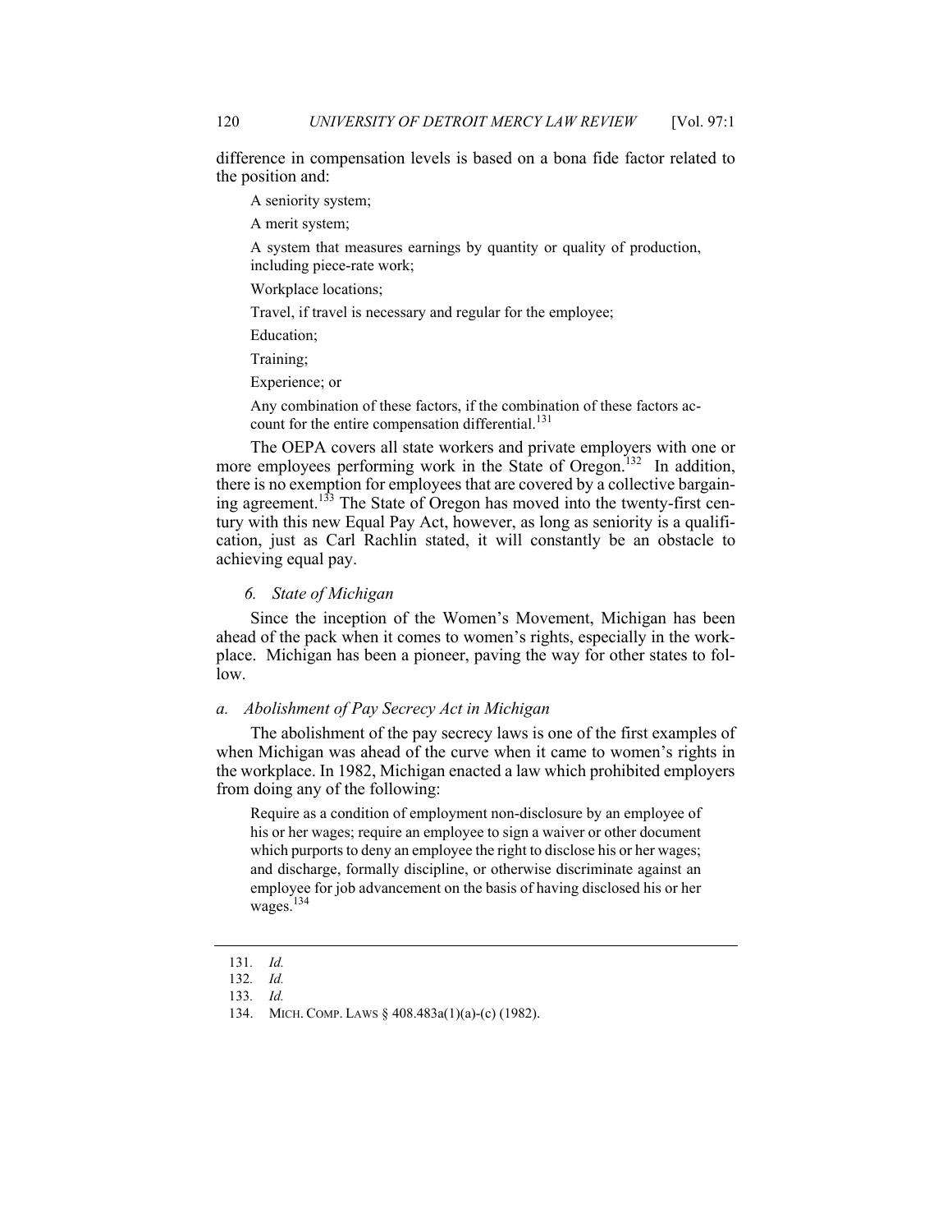difference in compensation levels is based on a bona fide factor related to the position and:

> A seniority system;
>
> A merit system;
>
> A system that measures earnings by quantity or quality of production, including piece-rate work;
>
> Workplace locations;
>
> Travel, if travel is necessary and regular for the employee;
>
> Education;
>
> Training;
>
> Experience; or
>
> Any combination of these factors, if the combination of these factors account for the entire compensation differential.[131]

The OEPA covers all state workers and private employers with one or more employees performing work in the State of Oregon.[132] In addition, there is no exemption for employees that are covered by a collective bargaining agreement.[133] The State of Oregon has moved into the twenty-first century with this new Equal Pay Act, however, as long as seniority is a qualification, just as Carl Rachlin stated, it will constantly be an obstacle to achieving equal pay.

### 6. *State of Michigan*

Since the inception of the Women's Movement, Michigan has been ahead of the pack when it comes to women's rights, especially in the workplace. Michigan has been a pioneer, paving the way for other states to follow.

#### a. *Abolishment of Pay Secrecy Act in Michigan*

The abolishment of the pay secrecy laws is one of the first examples of when Michigan was ahead of the curve when it came to women's rights in the workplace. In 1982, Michigan enacted a law which prohibited employers from doing any of the following:

> Require as a condition of employment non-disclosure by an employee of his or her wages; require an employee to sign a waiver or other document which purports to deny an employee the right to disclose his or her wages; and discharge, formally discipline, or otherwise discriminate against an employee for job advancement on the basis of having disclosed his or her wages.[134]

---

131. *Id.*

132. *Id.*

133. *Id.*

134. MICH. COMP. LAWS § 408.483a(1)(a)-(c) (1982).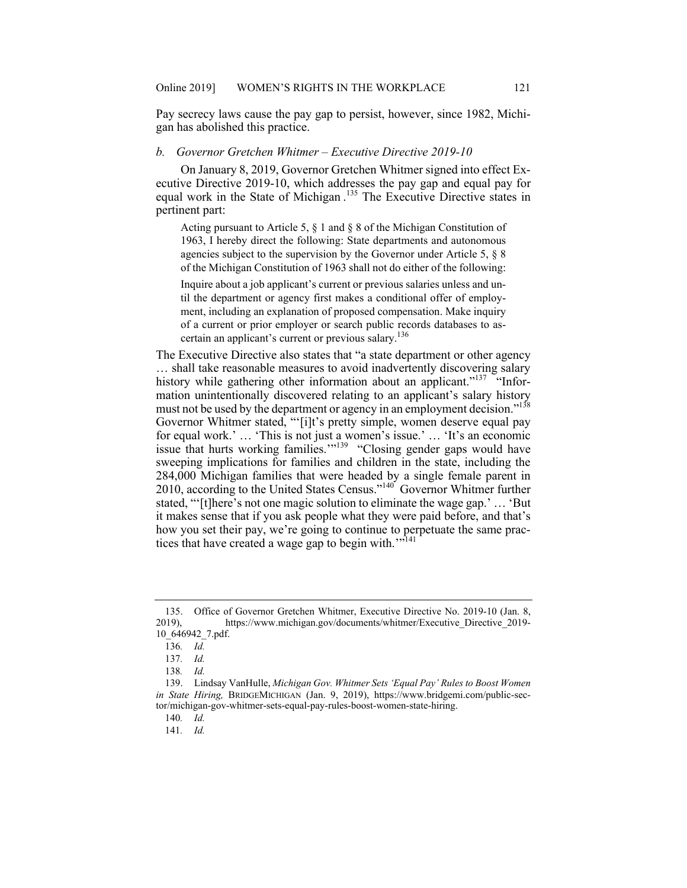Pay secrecy laws cause the pay gap to persist, however, since 1982, Michigan has abolished this practice.

### *b. Governor Gretchen Whitmer – Executive Directive 2019-10*

On January 8, 2019, Governor Gretchen Whitmer signed into effect Executive Directive 2019-10, which addresses the pay gap and equal pay for equal work in the State of Michigan.[135] The Executive Directive states in pertinent part:

> Acting pursuant to Article 5, § 1 and § 8 of the Michigan Constitution of 1963, I hereby direct the following: State departments and autonomous agencies subject to the supervision by the Governor under Article 5, § 8 of the Michigan Constitution of 1963 shall not do either of the following:
>
> Inquire about a job applicant's current or previous salaries unless and until the department or agency first makes a conditional offer of employment, including an explanation of proposed compensation. Make inquiry of a current or prior employer or search public records databases to ascertain an applicant's current or previous salary.[136]

The Executive Directive also states that "a state department or other agency … shall take reasonable measures to avoid inadvertently discovering salary history while gathering other information about an applicant."[137] "Information unintentionally discovered relating to an applicant's salary history must not be used by the department or agency in an employment decision."[138] Governor Whitmer stated, "'[i]t's pretty simple, women deserve equal pay for equal work.' … 'This is not just a women's issue.' … 'It's an economic issue that hurts working families.'"[139] "Closing gender gaps would have sweeping implications for families and children in the state, including the 284,000 Michigan families that were headed by a single female parent in 2010, according to the United States Census."[140] Governor Whitmer further stated, "'[t]here's not one magic solution to eliminate the wage gap.' … 'But it makes sense that if you ask people what they were paid before, and that's how you set their pay, we're going to continue to perpetuate the same practices that have created a wage gap to begin with.'"[141]

---

135. Office of Governor Gretchen Whitmer, Executive Directive No. 2019-10 (Jan. 8, 2019), https://www.michigan.gov/documents/whitmer/Executive_Directive_2019-10_646942_7.pdf.

136. *Id.*

137. *Id.*

138. *Id.*

139. Lindsay VanHulle, *Michigan Gov. Whitmer Sets 'Equal Pay' Rules to Boost Women in State Hiring,* BRIDGEMICHIGAN (Jan. 9, 2019), https://www.bridgemi.com/public-sector/michigan-gov-whitmer-sets-equal-pay-rules-boost-women-state-hiring.

140. *Id.*

141. *Id.*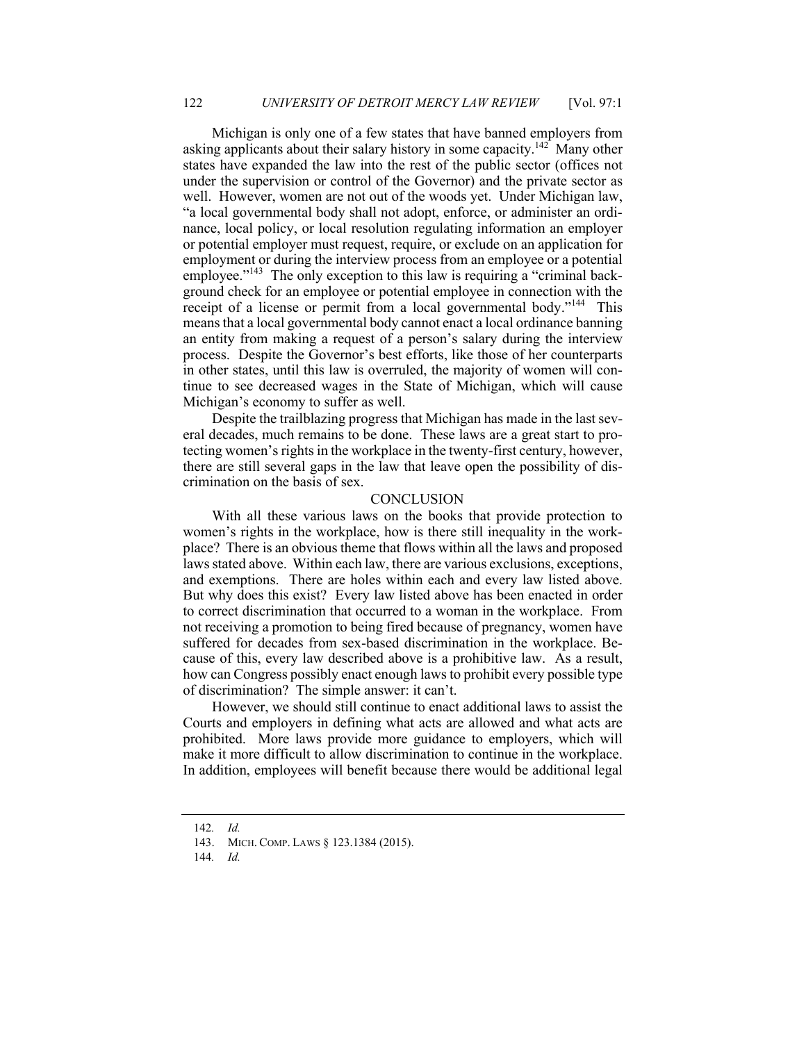Michigan is only one of a few states that have banned employers from asking applicants about their salary history in some capacity.[142] Many other states have expanded the law into the rest of the public sector (offices not under the supervision or control of the Governor) and the private sector as well. However, women are not out of the woods yet. Under Michigan law, "a local governmental body shall not adopt, enforce, or administer an ordinance, local policy, or local resolution regulating information an employer or potential employer must request, require, or exclude on an application for employment or during the interview process from an employee or a potential employee."[143] The only exception to this law is requiring a "criminal background check for an employee or potential employee in connection with the receipt of a license or permit from a local governmental body."[144] This means that a local governmental body cannot enact a local ordinance banning an entity from making a request of a person's salary during the interview process. Despite the Governor's best efforts, like those of her counterparts in other states, until this law is overruled, the majority of women will continue to see decreased wages in the State of Michigan, which will cause Michigan's economy to suffer as well.

Despite the trailblazing progress that Michigan has made in the last several decades, much remains to be done. These laws are a great start to protecting women's rights in the workplace in the twenty-first century, however, there are still several gaps in the law that leave open the possibility of discrimination on the basis of sex.

## CONCLUSION

With all these various laws on the books that provide protection to women's rights in the workplace, how is there still inequality in the workplace? There is an obvious theme that flows within all the laws and proposed laws stated above. Within each law, there are various exclusions, exceptions, and exemptions. There are holes within each and every law listed above. But why does this exist? Every law listed above has been enacted in order to correct discrimination that occurred to a woman in the workplace. From not receiving a promotion to being fired because of pregnancy, women have suffered for decades from sex-based discrimination in the workplace. Because of this, every law described above is a prohibitive law. As a result, how can Congress possibly enact enough laws to prohibit every possible type of discrimination? The simple answer: it can't.

However, we should still continue to enact additional laws to assist the Courts and employers in defining what acts are allowed and what acts are prohibited. More laws provide more guidance to employers, which will make it more difficult to allow discrimination to continue in the workplace. In addition, employees will benefit because there would be additional legal

---

142. *Id.*

143. MICH. COMP. LAWS § 123.1384 (2015).

144. *Id.*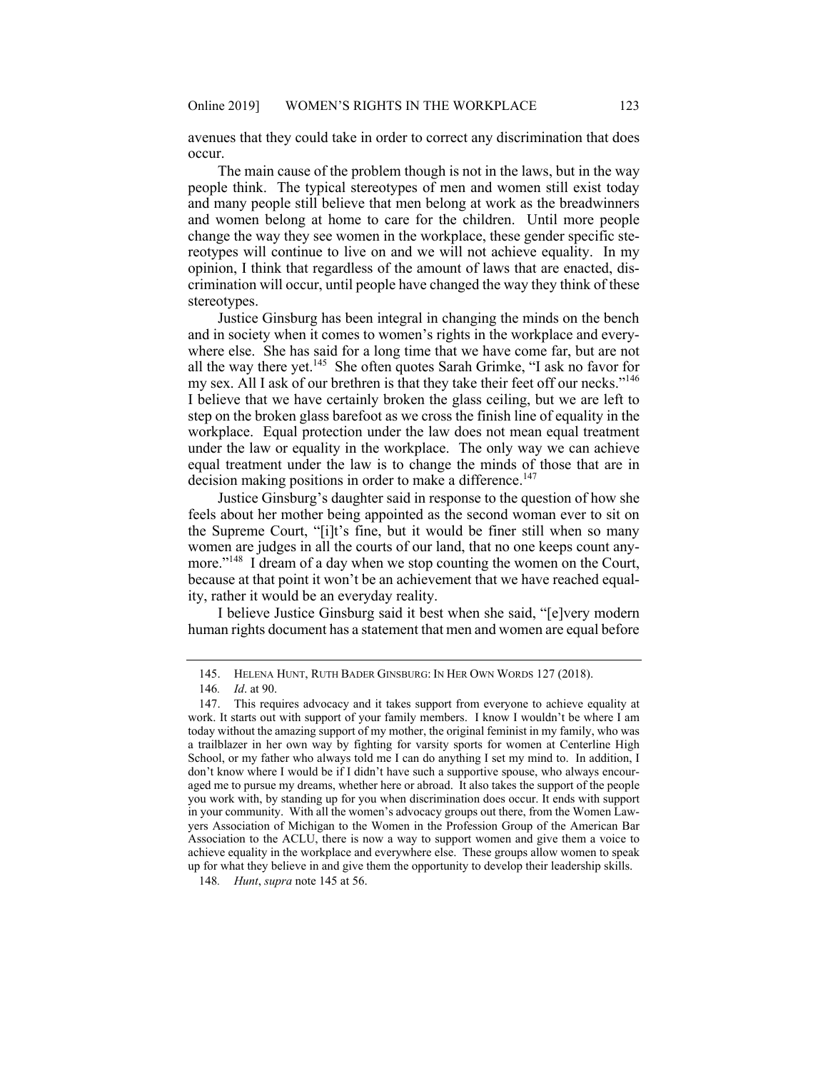avenues that they could take in order to correct any discrimination that does occur.

The main cause of the problem though is not in the laws, but in the way people think. The typical stereotypes of men and women still exist today and many people still believe that men belong at work as the breadwinners and women belong at home to care for the children. Until more people change the way they see women in the workplace, these gender specific stereotypes will continue to live on and we will not achieve equality. In my opinion, I think that regardless of the amount of laws that are enacted, discrimination will occur, until people have changed the way they think of these stereotypes.

Justice Ginsburg has been integral in changing the minds on the bench and in society when it comes to women's rights in the workplace and everywhere else. She has said for a long time that we have come far, but are not all the way there yet.[145] She often quotes Sarah Grimke, "I ask no favor for my sex. All I ask of our brethren is that they take their feet off our necks."[146] I believe that we have certainly broken the glass ceiling, but we are left to step on the broken glass barefoot as we cross the finish line of equality in the workplace. Equal protection under the law does not mean equal treatment under the law or equality in the workplace. The only way we can achieve equal treatment under the law is to change the minds of those that are in decision making positions in order to make a difference.[147]

Justice Ginsburg's daughter said in response to the question of how she feels about her mother being appointed as the second woman ever to sit on the Supreme Court, "[i]t's fine, but it would be finer still when so many women are judges in all the courts of our land, that no one keeps count anymore."[148] I dream of a day when we stop counting the women on the Court, because at that point it won't be an achievement that we have reached equality, rather it would be an everyday reality.

I believe Justice Ginsburg said it best when she said, "[e]very modern human rights document has a statement that men and women are equal before

---

145. HELENA HUNT, RUTH BADER GINSBURG: IN HER OWN WORDS 127 (2018).

146. *Id*. at 90.

147. This requires advocacy and it takes support from everyone to achieve equality at work. It starts out with support of your family members. I know I wouldn't be where I am today without the amazing support of my mother, the original feminist in my family, who was a trailblazer in her own way by fighting for varsity sports for women at Centerline High School, or my father who always told me I can do anything I set my mind to. In addition, I don't know where I would be if I didn't have such a supportive spouse, who always encouraged me to pursue my dreams, whether here or abroad. It also takes the support of the people you work with, by standing up for you when discrimination does occur. It ends with support in your community. With all the women's advocacy groups out there, from the Women Lawyers Association of Michigan to the Women in the Profession Group of the American Bar Association to the ACLU, there is now a way to support women and give them a voice to achieve equality in the workplace and everywhere else. These groups allow women to speak up for what they believe in and give them the opportunity to develop their leadership skills.

148. *Hunt*, *supra* note 145 at 56.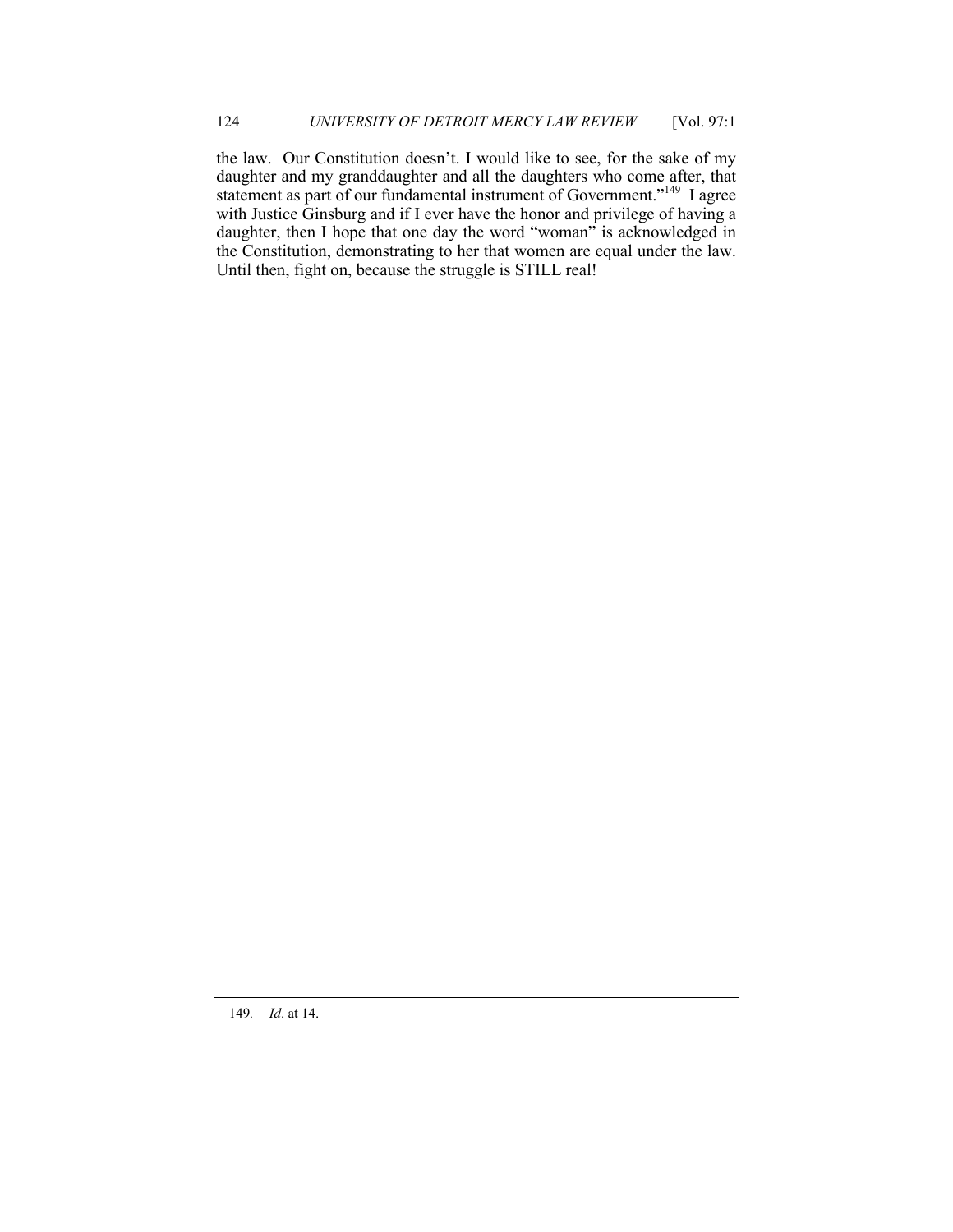the law. Our Constitution doesn't. I would like to see, for the sake of my daughter and my granddaughter and all the daughters who come after, that statement as part of our fundamental instrument of Government."[149] I agree with Justice Ginsburg and if I ever have the honor and privilege of having a daughter, then I hope that one day the word "woman" is acknowledged in the Constitution, demonstrating to her that women are equal under the law. Until then, fight on, because the struggle is STILL real!

---

149. *Id*. at 14.